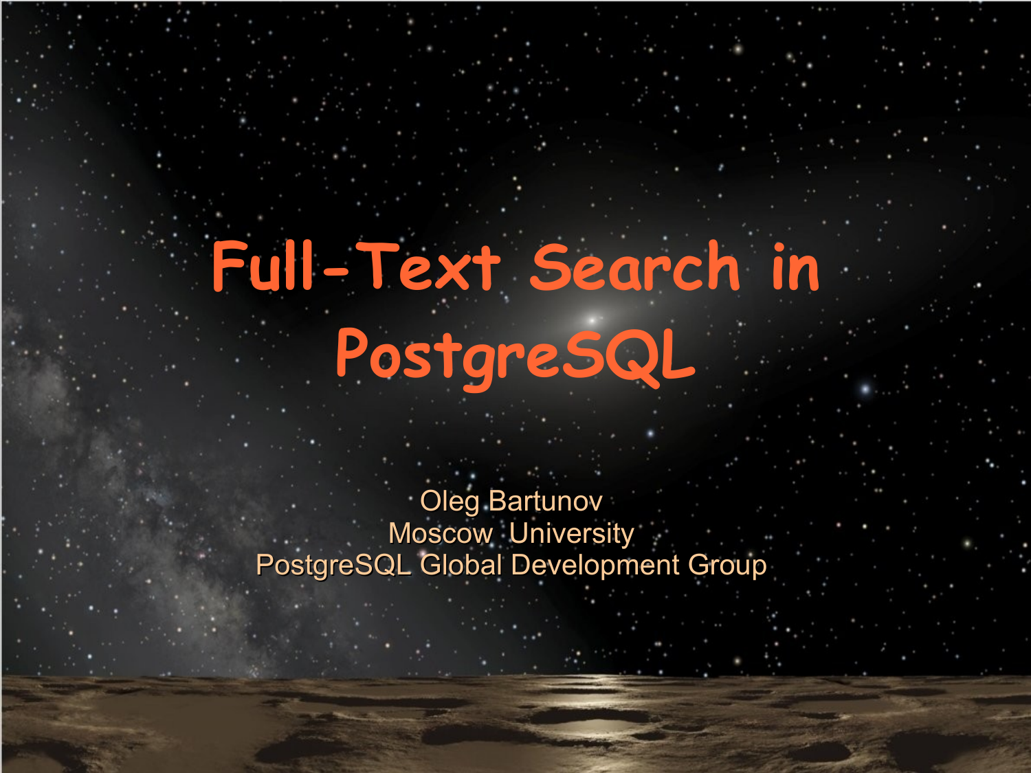# Full-Text Search in PostgreSQL

Oleg Bartunov
Moscow University
PostgreSQL Global Development Group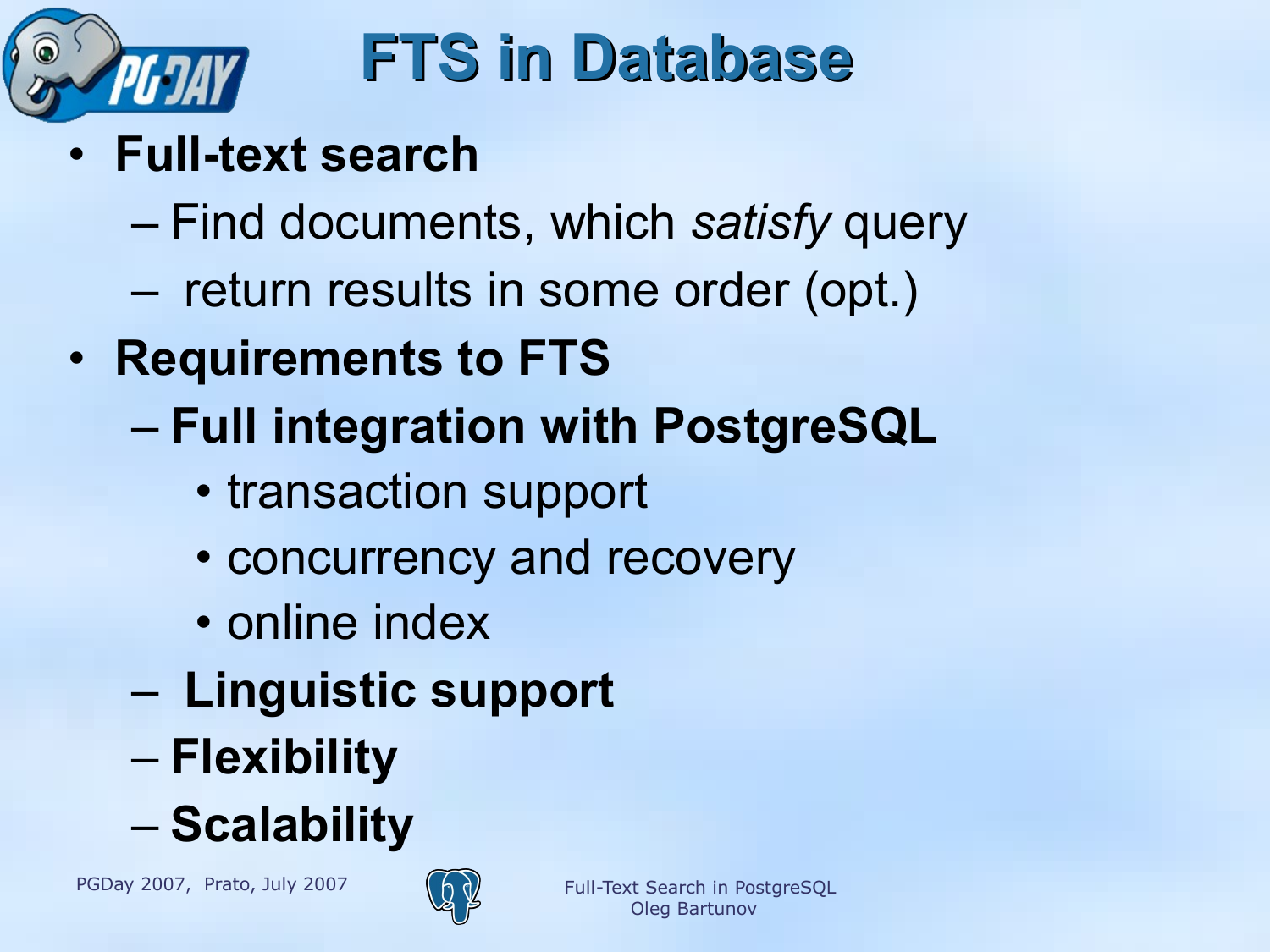# FTS in Database

- **Full-text search**
  - Find documents, which *satisfy* query
  - return results in some order (opt.)
- **Requirements to FTS**
  - **Full integration with PostgreSQL**
    - transaction support
    - concurrency and recovery
    - online index
  - **Linguistic support**
  - **Flexibility**
  - **Scalability**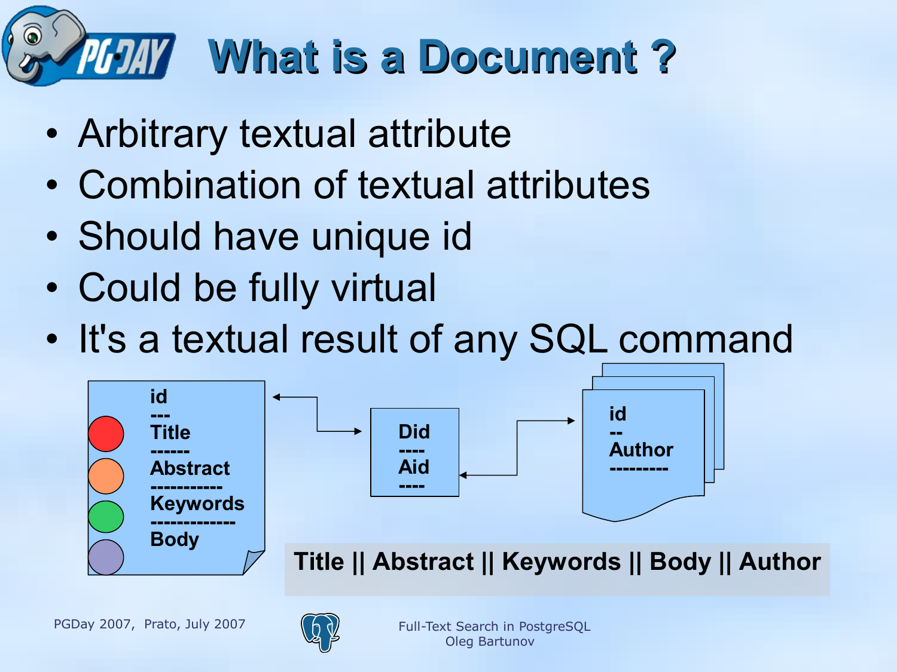# What is a Document ?

- Arbitrary textual attribute
- Combination of textual attributes
- Should have unique id
- Could be fully virtual
- It's a textual result of any SQL command

id
---
Title
------
Abstract
-----------
Keywords
-------------
Body

Did
----
Aid
----

id
--
Author
---------

**Title || Abstract || Keywords || Body || Author**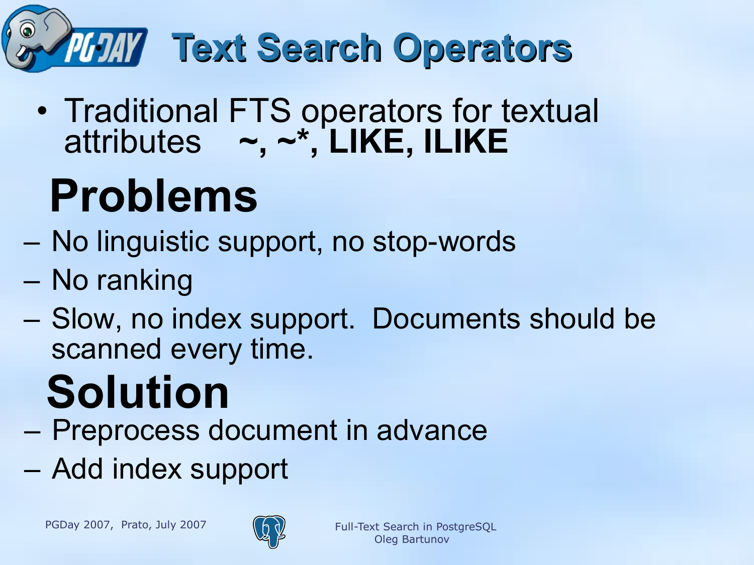# Text Search Operators

- Traditional FTS operators for textual attributes **~, ~*, LIKE, ILIKE**

## Problems

- No linguistic support, no stop-words
- No ranking
- Slow, no index support. Documents should be scanned every time.

## Solution

- Preprocess document in advance
- Add index support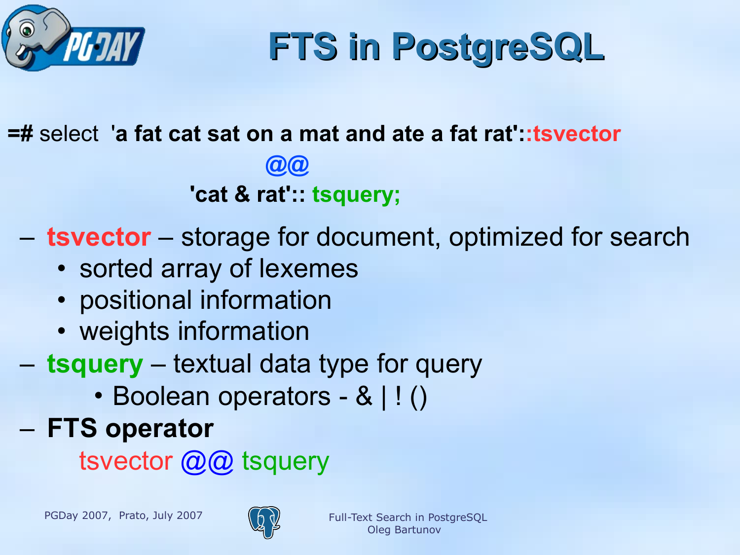# FTS in PostgreSQL

```
=# select  'a fat cat sat on a mat and ate a fat rat'::tsvector
                    @@
           'cat & rat':: tsquery;
```

- **tsvector** – storage for document, optimized for search
  - sorted array of lexemes
  - positional information
  - weights information
- **tsquery** – textual data type for query
  - Boolean operators - & | ! ()
- **FTS operator**

  tsvector @@ tsquery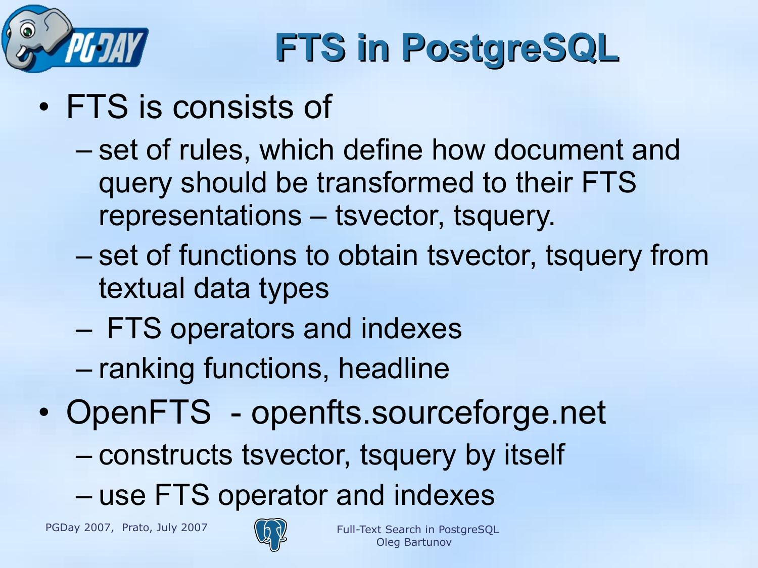# FTS in PostgreSQL

- FTS is consists of
  - set of rules, which define how document and query should be transformed to their FTS representations – tsvector, tsquery.
  - set of functions to obtain tsvector, tsquery from textual data types
  - FTS operators and indexes
  - ranking functions, headline
- OpenFTS - openfts.sourceforge.net
  - constructs tsvector, tsquery by itself
  - use FTS operator and indexes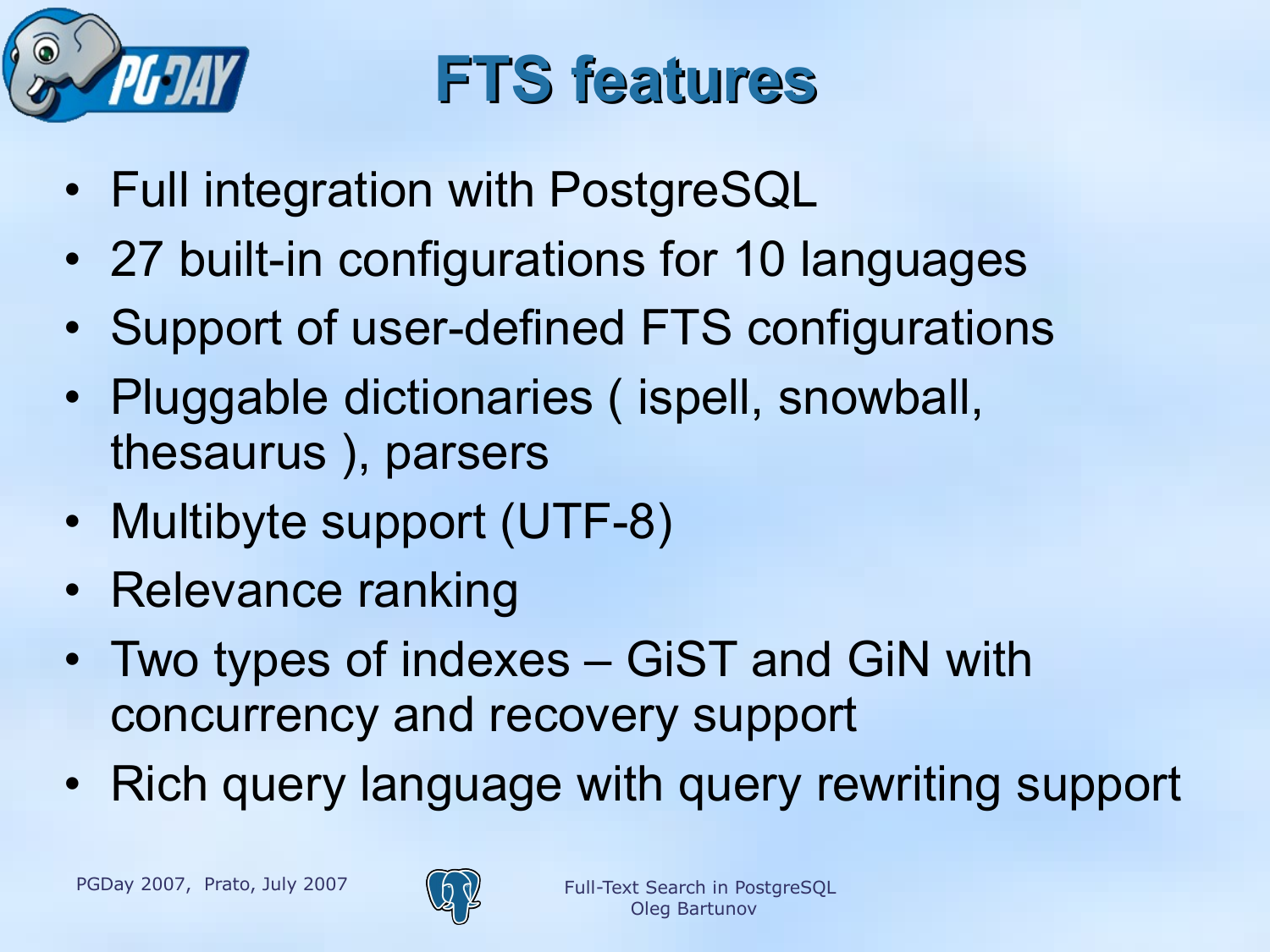# FTS features

- Full integration with PostgreSQL
- 27 built-in configurations for 10 languages
- Support of user-defined FTS configurations
- Pluggable dictionaries ( ispell, snowball, thesaurus ), parsers
- Multibyte support (UTF-8)
- Relevance ranking
- Two types of indexes – GiST and GiN with concurrency and recovery support
- Rich query language with query rewriting support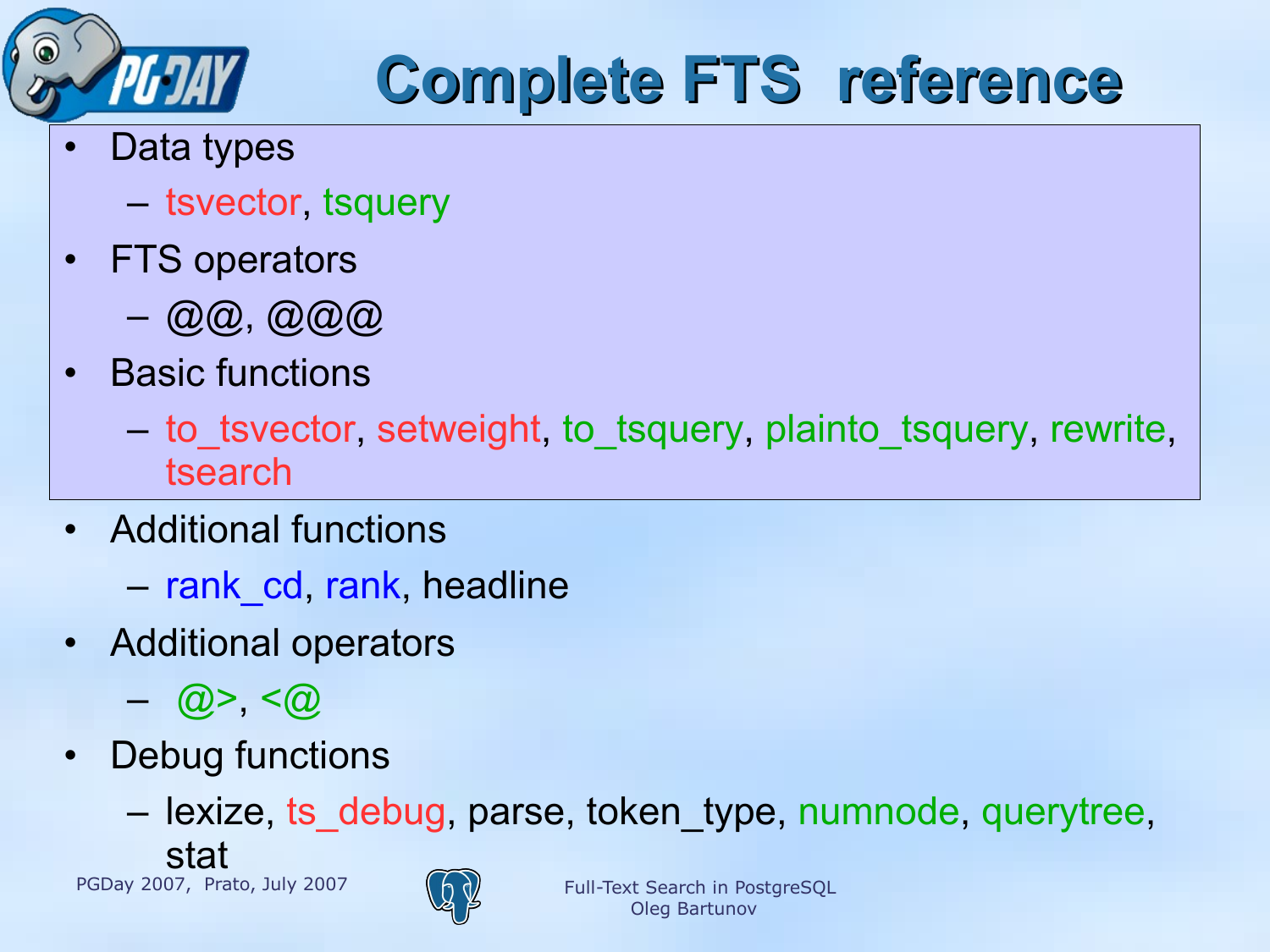# Complete FTS reference

- Data types
  - tsvector, tsquery
- FTS operators
  - @@, @@@
- Basic functions
  - to_tsvector, setweight, to_tsquery, plainto_tsquery, rewrite, tsearch
- Additional functions
  - rank_cd, rank, headline
- Additional operators
  - @>, <@
- Debug functions
  - lexize, ts_debug, parse, token_type, numnode, querytree, stat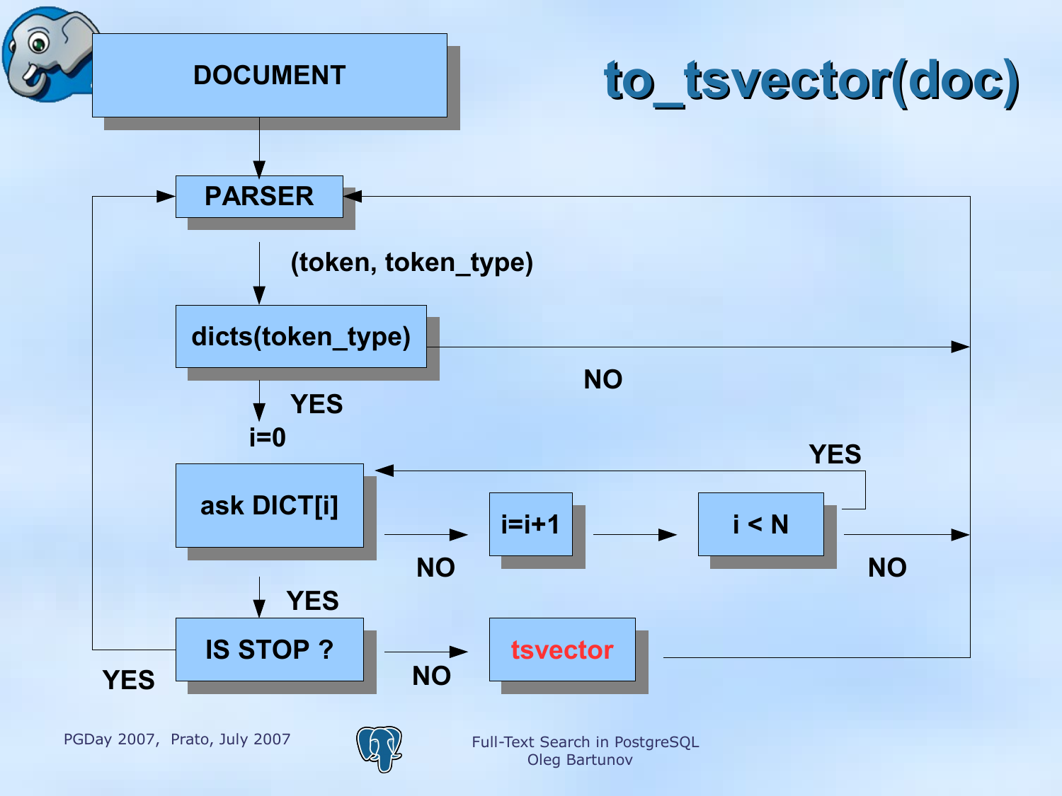# to_tsvector(doc)

DOCUMENT

PARSER

(token, token_type)

dicts(token_type)

NO

YES

i=0

ask DICT[i]

YES

NO

i=i+1

i < N

NO

YES

IS STOP ?

NO

tsvector

YES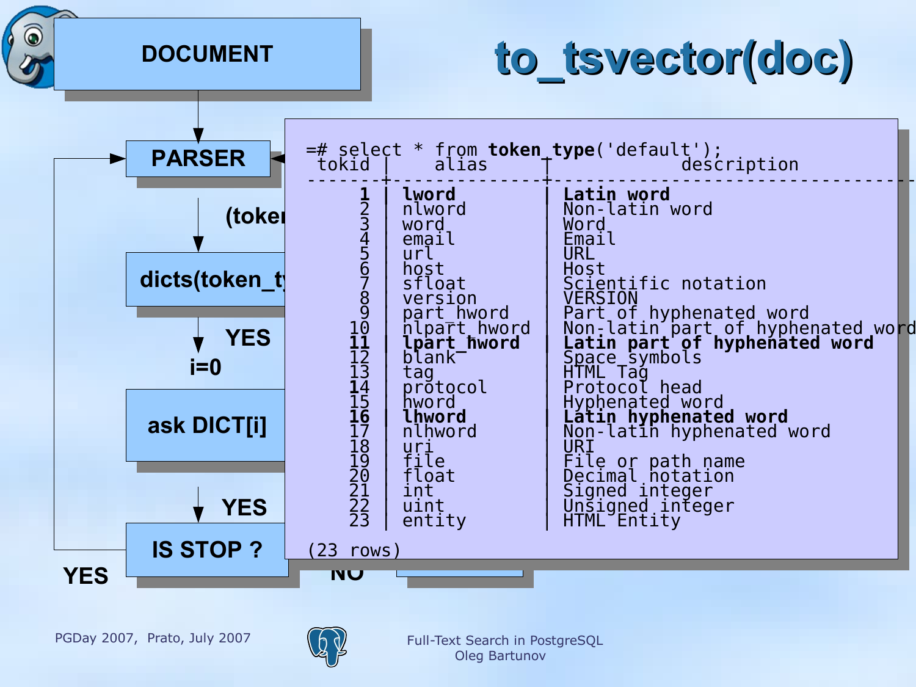# to_tsvector(doc)

DOCUMENT

PARSER

(toke

dicts(token_t

YES

i=0

ask DICT[i]

YES

IS STOP ?

YES

NO

```
=# select * from token_type('default');
 tokid |    alias     |            description
-------+--------------+-----------------------------------
     1 | lword        | Latin word
     2 | nlword       | Non-latin word
     3 | word         | Word
     4 | email        | Email
     5 | url          | URL
     6 | host         | Host
     7 | sfloat       | Scientific notation
     8 | version      | VERSION
     9 | part_hword   | Part of hyphenated word
    10 | nlpart_hword | Non-latin part of hyphenated word
    11 | lpart_hword  | Latin part of hyphenated word
    12 | blank        | Space symbols
    13 | tag          | HTML Tag
    14 | protocol     | Protocol head
    15 | hword        | Hyphenated word
    16 | lhword       | Latin hyphenated word
    17 | nlhword      | Non-latin hyphenated word
    18 | uri          | URI
    19 | file         | File or path name
    20 | float        | Decimal notation
    21 | int          | Signed integer
    22 | uint         | Unsigned integer
    23 | entity       | HTML Entity

(23 rows)
```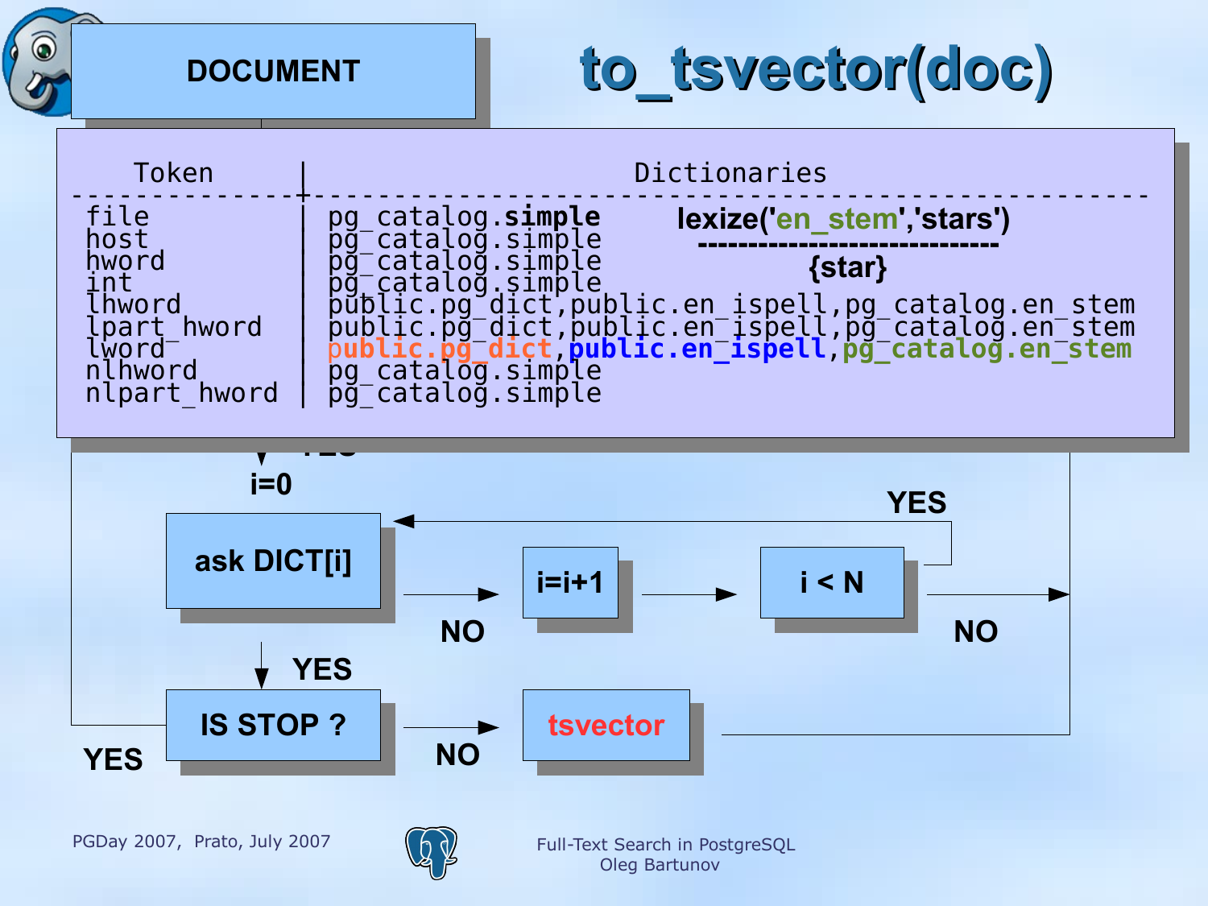# to_tsvector(doc)

DOCUMENT

```
   Token       |                    Dictionaries
---------------+----------------------------------------------------------
 file          | pg_catalog.simple
 host          | pg_catalog.simple
 hword         | pg_catalog.simple
 int           | pg_catalog.simple
 lhword        | public.pg_dict,public.en_ispell,pg_catalog.en_stem
 lpart_hword   | public.pg_dict,public.en_ispell,pg_catalog.en_stem
 lword         | public.pg_dict,public.en_ispell,pg_catalog.en_stem
 nlhword       | pg_catalog.simple
 nlpart_hword  | pg_catalog.simple
```

```
lexize('en_stem','stars')
-------------------------
{star}
```

i=0

ask DICT[i] → NO → i=i+1 → i < N → YES (back to ask DICT[i]); NO

ask DICT[i] → YES → IS STOP ? → NO → tsvector; YES

PGDay 2007, Prato, July 2007

Full-Text Search in PostgreSQL
Oleg Bartunov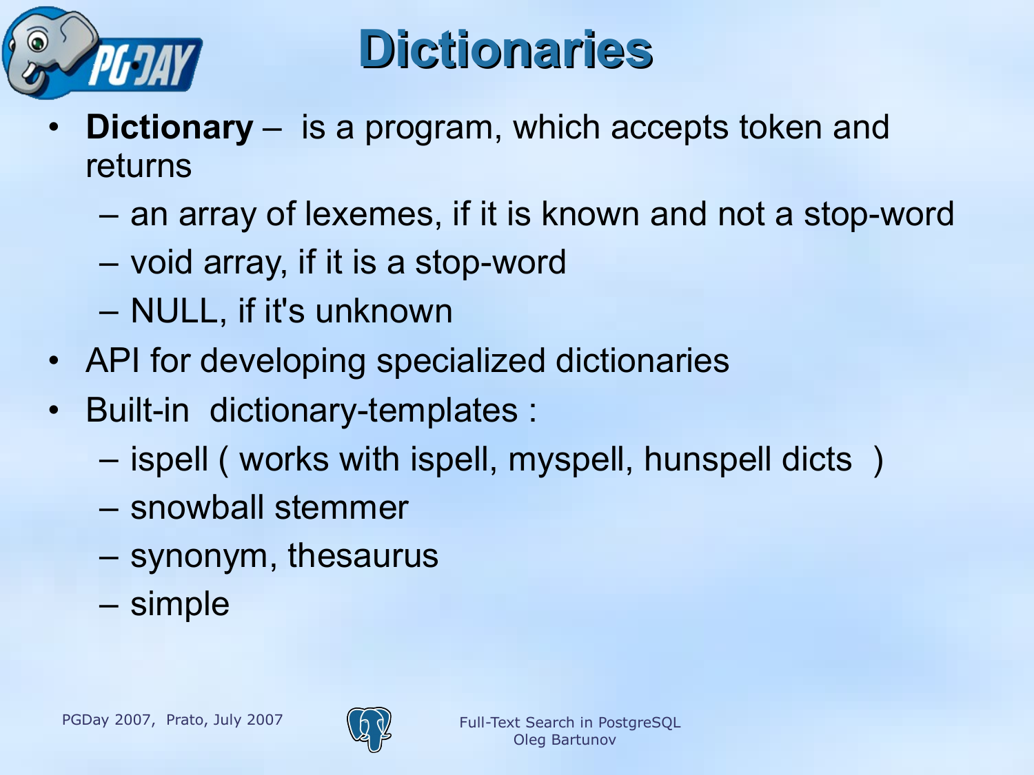# Dictionaries

- **Dictionary** – is a program, which accepts token and returns
  - an array of lexemes, if it is known and not a stop-word
  - void array, if it is a stop-word
  - NULL, if it's unknown
- API for developing specialized dictionaries
- Built-in dictionary-templates :
  - ispell ( works with ispell, myspell, hunspell dicts )
  - snowball stemmer
  - synonym, thesaurus
  - simple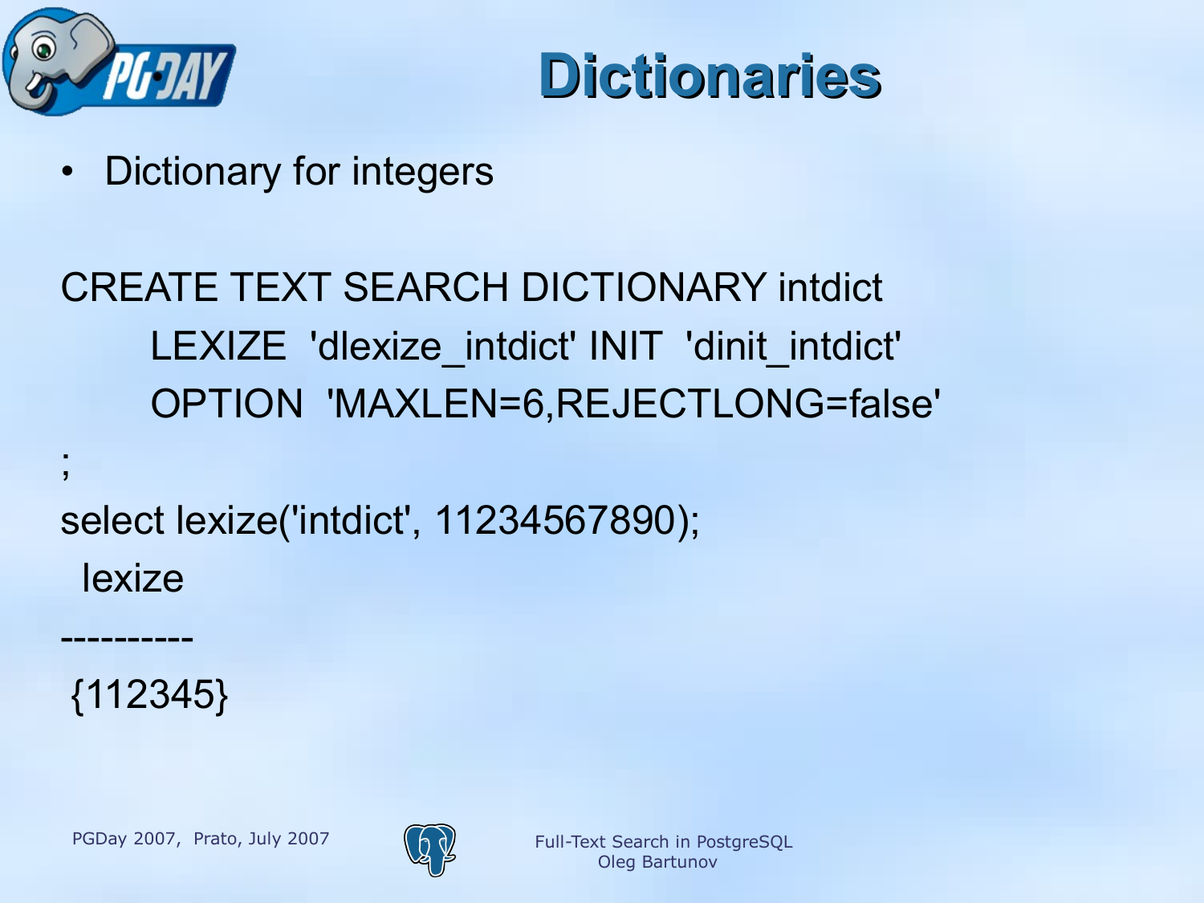# Dictionaries

- Dictionary for integers

```
CREATE TEXT SEARCH DICTIONARY intdict
      LEXIZE  'dlexize_intdict' INIT  'dinit_intdict'
      OPTION  'MAXLEN=6,REJECTLONG=false'
;
select lexize('intdict', 11234567890);
 lexize
----------
 {112345}
```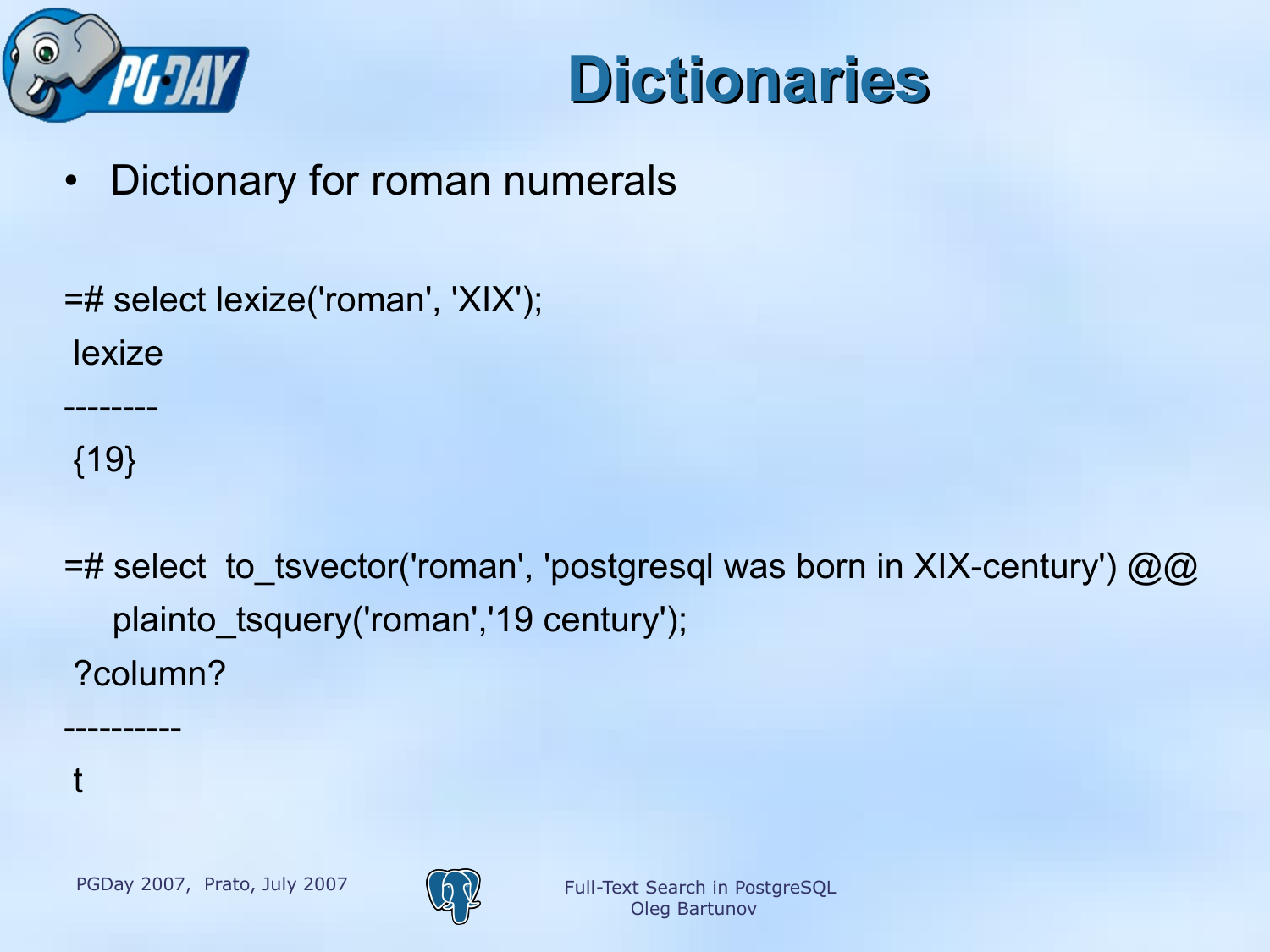# Dictionaries

- Dictionary for roman numerals

```
=# select lexize('roman', 'XIX');
 lexize
--------
 {19}

=# select  to_tsvector('roman', 'postgresql was born in XIX-century') @@
    plainto_tsquery('roman','19 century');
 ?column?
----------
 t
```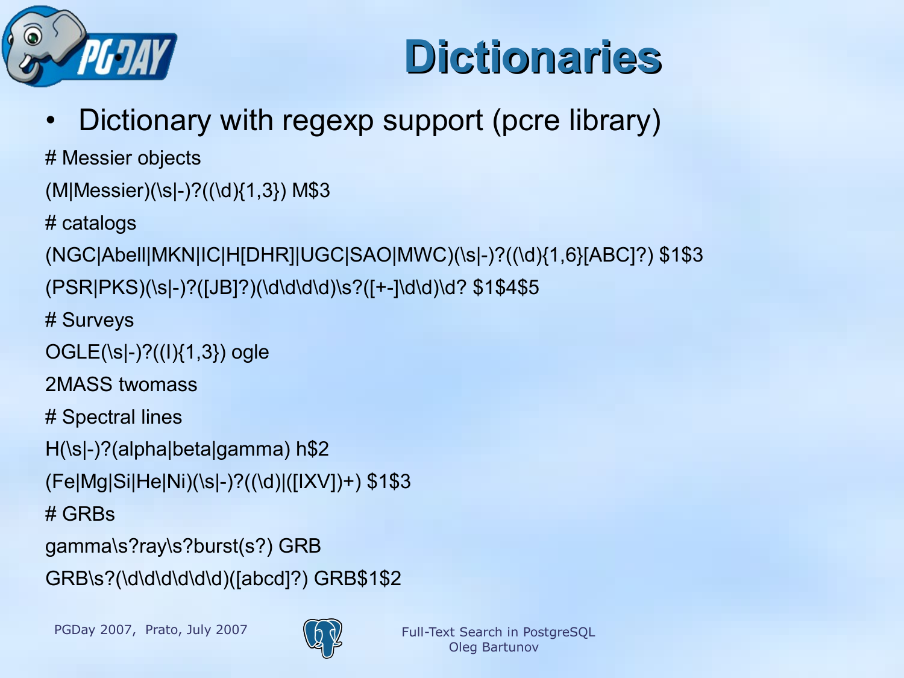# Dictionaries

- Dictionary with regexp support (pcre library)

```
# Messier objects
(M|Messier)(\s|-)?((\d){1,3}) M$3
# catalogs
(NGC|Abell|MKN|IC|H[DHR]|UGC|SAO|MWC)(\s|-)?((\d){1,6}[ABC]?) $1$3
(PSR|PKS)(\s|-)?([JB]?)(\d\d\d\d)\s?([+-]\d\d)\d? $1$4$5
# Surveys
OGLE(\s|-)?((I){1,3}) ogle
2MASS twomass
# Spectral lines
H(\s|-)?(alpha|beta|gamma) h$2
(Fe|Mg|Si|He|Ni)(\s|-)?((\d)|([IXV])+) $1$3
# GRBs
gamma\s?ray\s?burst(s?) GRB
GRB\s?(\d\d\d\d\d\d)([abcd]?) GRB$1$2
```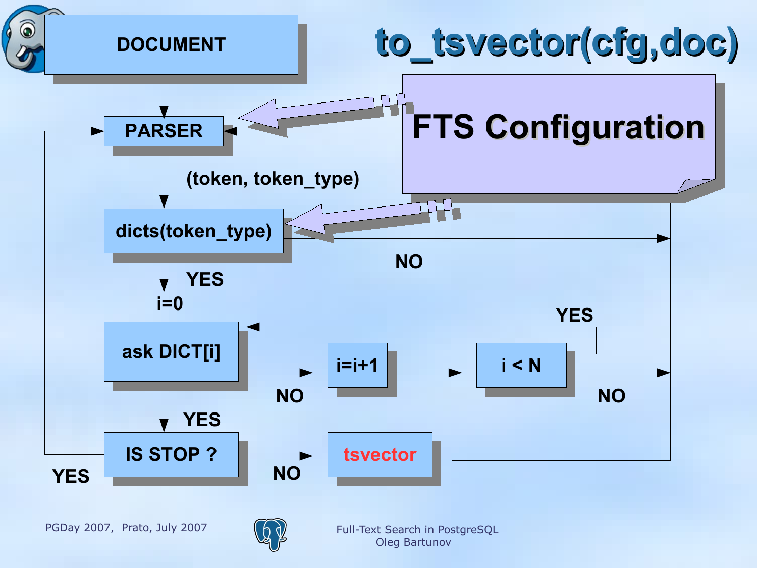# to_tsvector(cfg,doc)

DOCUMENT

PARSER

FTS Configuration

(token, token_type)

dicts(token_type)

NO

YES

i=0

YES

ask DICT[i]

i=i+1

i < N

NO

NO

YES

IS STOP ?

tsvector

YES

NO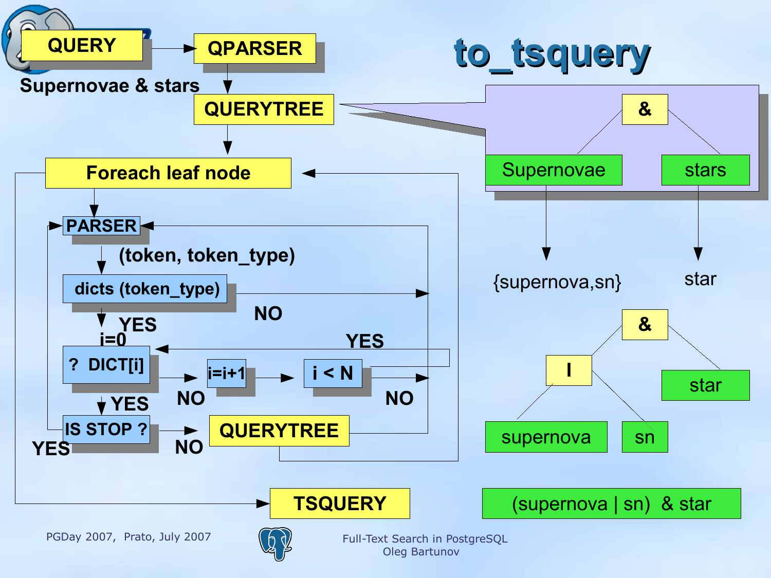# to_tsquery

QUERY → QPARSER → QUERYTREE

Supernovae & stars

QUERYTREE:

- &
  - Supernovae → {supernova,sn}
  - stars → star

Foreach leaf node:

- PARSER → (token, token_type)
- dicts (token_type) — NO → PARSER; YES → i=0
- ? DICT[i] — NO → i=i+1 → i < N (YES → ? DICT[i]; NO → PARSER); YES → IS STOP ?
- IS STOP ? — YES → PARSER; NO → QUERYTREE → Foreach leaf node

→ TSQUERY

- &
  - |
    - supernova
    - sn
  - star

(supernova | sn) & star

PGDay 2007, Prato, July 2007

Full-Text Search in PostgreSQL
Oleg Bartunov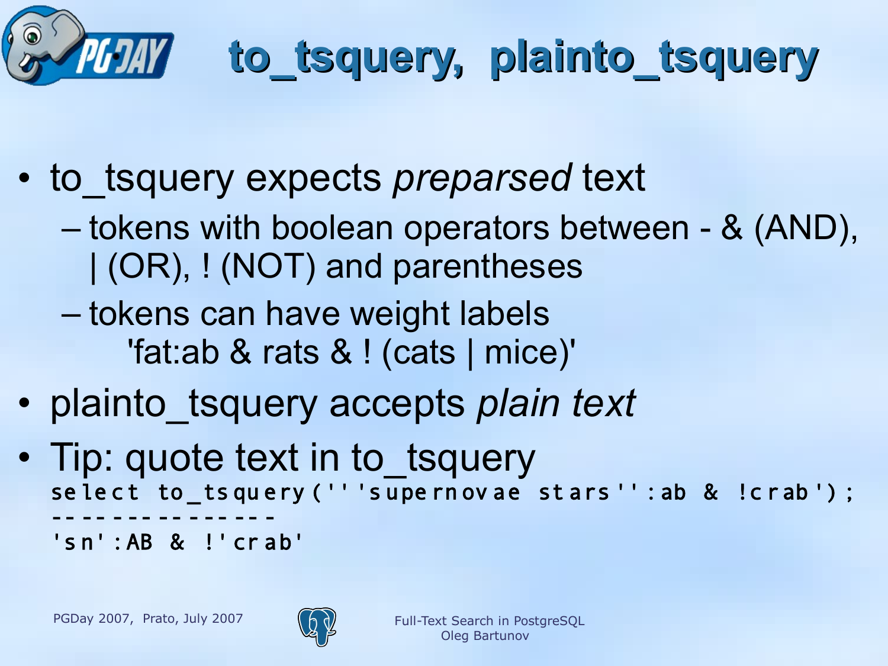# to_tsquery, plainto_tsquery

- to_tsquery expects *preparsed* text
  - tokens with boolean operators between - & (AND), | (OR), ! (NOT) and parentheses
  - tokens can have weight labels
    'fat:ab & rats & ! (cats | mice)'
- plainto_tsquery accepts *plain text*
- Tip: quote text in to_tsquery

```
select to_tsquery('''supernovae stars'':ab & !crab');
---------------
'sn':AB & !'crab'
```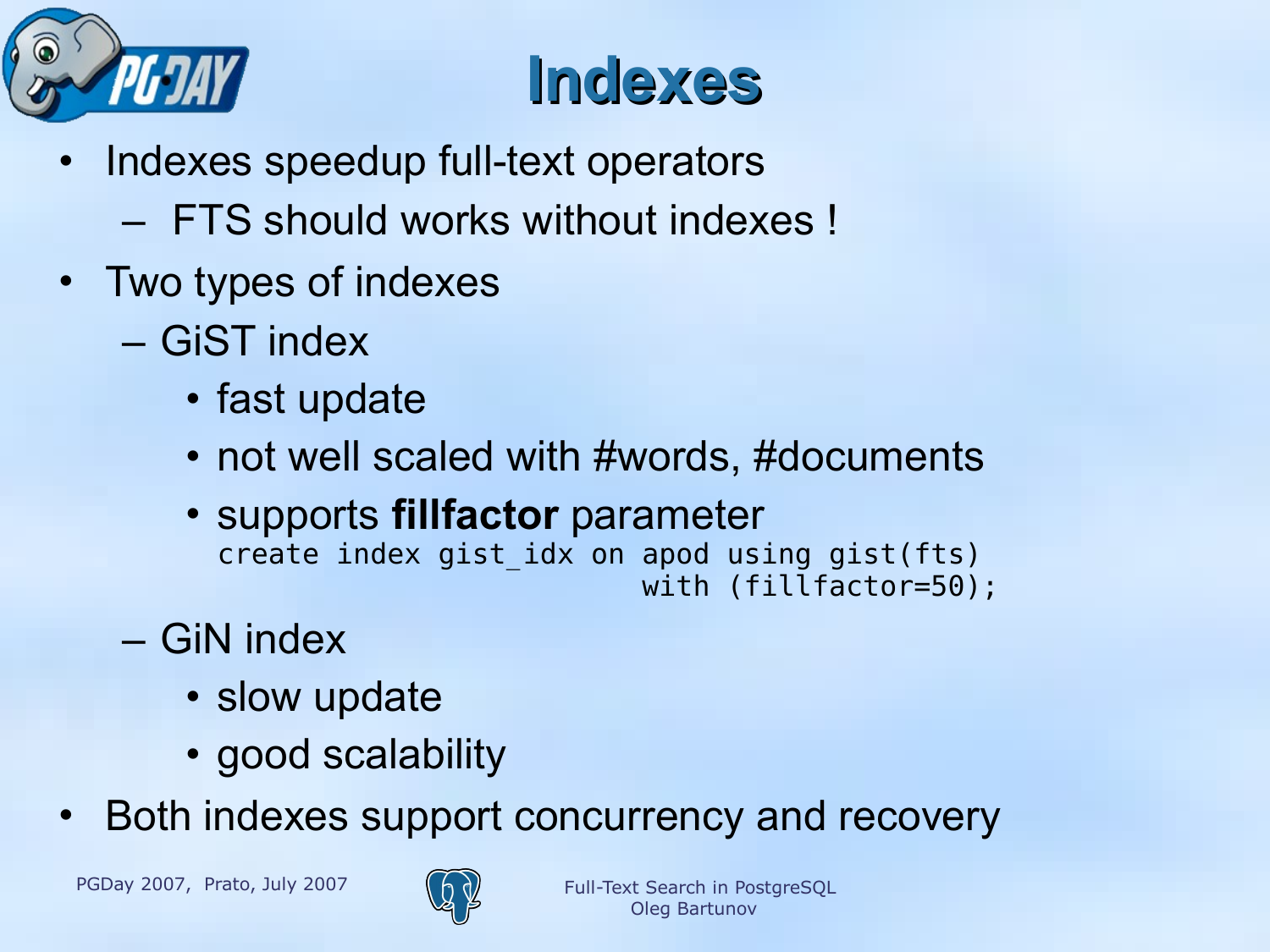# Indexes

- Indexes speedup full-text operators
  - FTS should works without indexes !
- Two types of indexes
  - GiST index
    - fast update
    - not well scaled with #words, #documents
    - supports **fillfactor** parameter

      ```
      create index gist_idx on apod using gist(fts)
                                 with (fillfactor=50);
      ```
  - GiN index
    - slow update
    - good scalability
- Both indexes support concurrency and recovery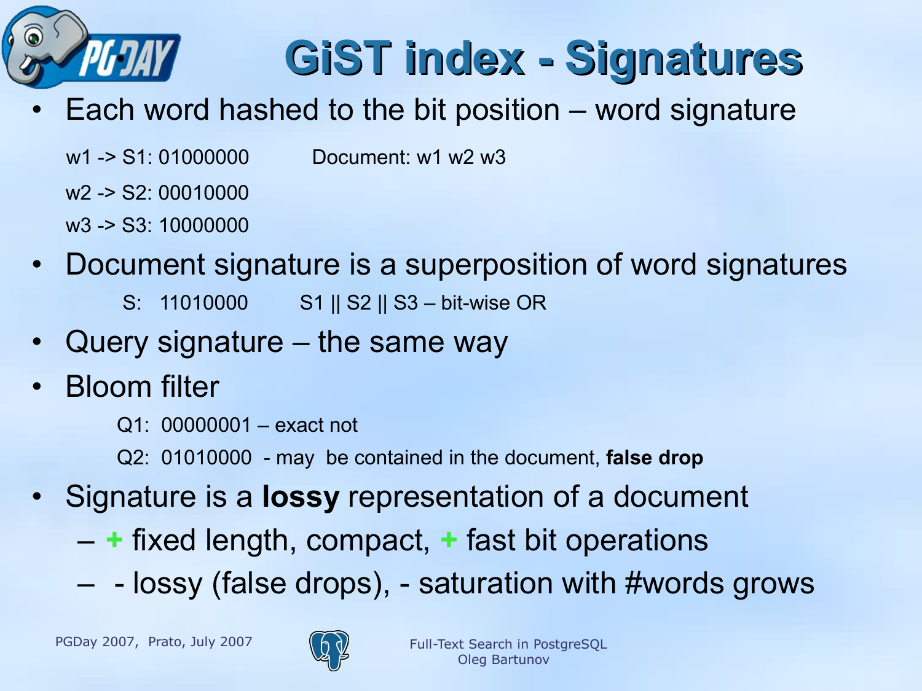# GiST index - Signatures

- Each word hashed to the bit position – word signature

  w1 -> S1: 01000000 &nbsp;&nbsp;&nbsp;&nbsp;&nbsp; Document: w1 w2 w3

  w2 -> S2: 00010000

  w3 -> S3: 10000000

- Document signature is a superposition of word signatures

  S: 11010000 &nbsp;&nbsp;&nbsp; S1 || S2 || S3 – bit-wise OR

- Query signature – the same way
- Bloom filter

  Q1: 00000001 – exact not

  Q2: 01010000 - may be contained in the document, **false drop**

- Signature is a **lossy** representation of a document
  - \+ fixed length, compact, + fast bit operations
  - \- lossy (false drops), - saturation with #words grows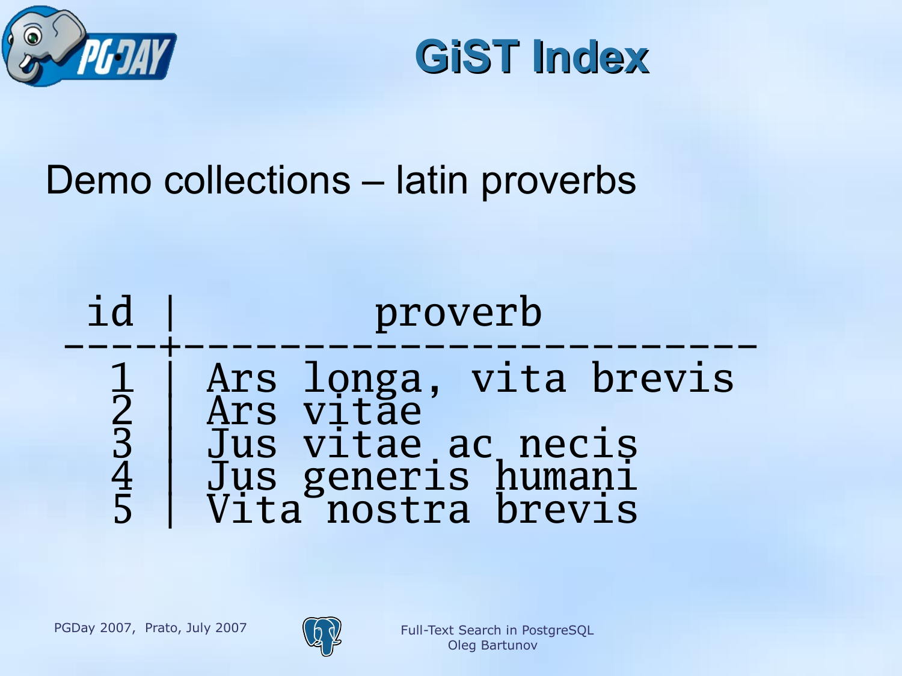# GiST Index

Demo collections – latin proverbs

```
 id |         proverb
----+-----------------------------
  1 | Ars longa, vita brevis
  2 | Ars vitae
  3 | Jus vitae ac necis
  4 | Jus generis humani
  5 | Vita nostra brevis
```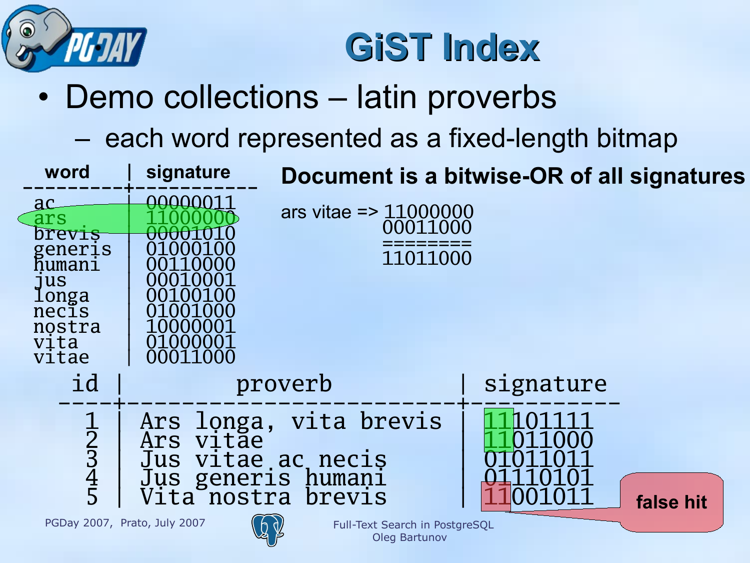# GiST Index

- Demo collections – latin proverbs
  - each word represented as a fixed-length bitmap

| word | signature |
|---|---|
| ac | 00000011 |
| ars | 11000000 |
| brevis | 00001010 |
| generis | 01000100 |
| humani | 00110000 |
| jus | 00010001 |
| longa | 00100100 |
| necis | 01001000 |
| nostra | 10000001 |
| vita | 01000001 |
| vitae | 00011000 |

**Document is a bitwise-OR of all signatures**

```
ars vitae => 11000000
             00011000
             ========
             11011000
```

| id | proverb | signature |
|---|---|---|
| 1 | Ars longa, vita brevis | 11101111 |
| 2 | Ars vitae | 11011000 |
| 3 | Jus vitae ac necis | 01011011 |
| 4 | Jus generis humani | 01110101 |
| 5 | Vita nostra brevis | 11001011 |

false hit

Full-Text Search in PostgreSQL
Oleg Bartunov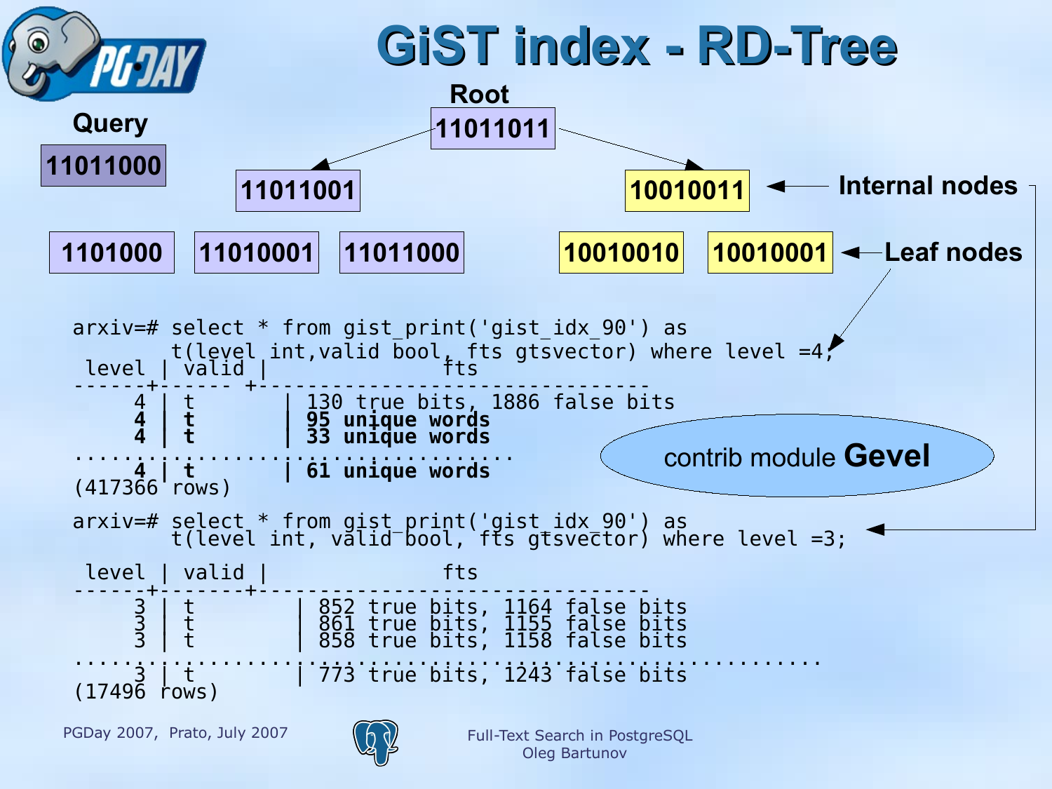# GiST index - RD-Tree

**Query**

11011000

**Root**

11011011

**Internal nodes**

11011001 | 10010011

**Leaf nodes**

1101000 | 11010001 | 11011000 | 10010010 | 10010001

```
arxiv=# select * from gist_print('gist_idx_90') as
        t(level int,valid bool, fts gtsvector) where level =4;
 level | valid |               fts
------+------ +--------------------------------
     4 | t      | 130 true bits, 1886 false bits
     4 | t      | 95 unique words
     4 | t      | 33 unique words
.....................................
     4 | t      | 61 unique words
(417366 rows)
```

contrib module **Gevel**

```
arxiv=# select * from gist_print('gist_idx_90') as
        t(level int, valid bool, fts gtsvector) where level =3;

 level | valid |               fts
------+-------+--------------------------------
     3 | t       | 852 true bits, 1164 false bits
     3 | t       | 861 true bits, 1155 false bits
     3 | t       | 858 true bits, 1158 false bits
..................................................................
     3 | t       | 773 true bits, 1243 false bits
(17496 rows)
```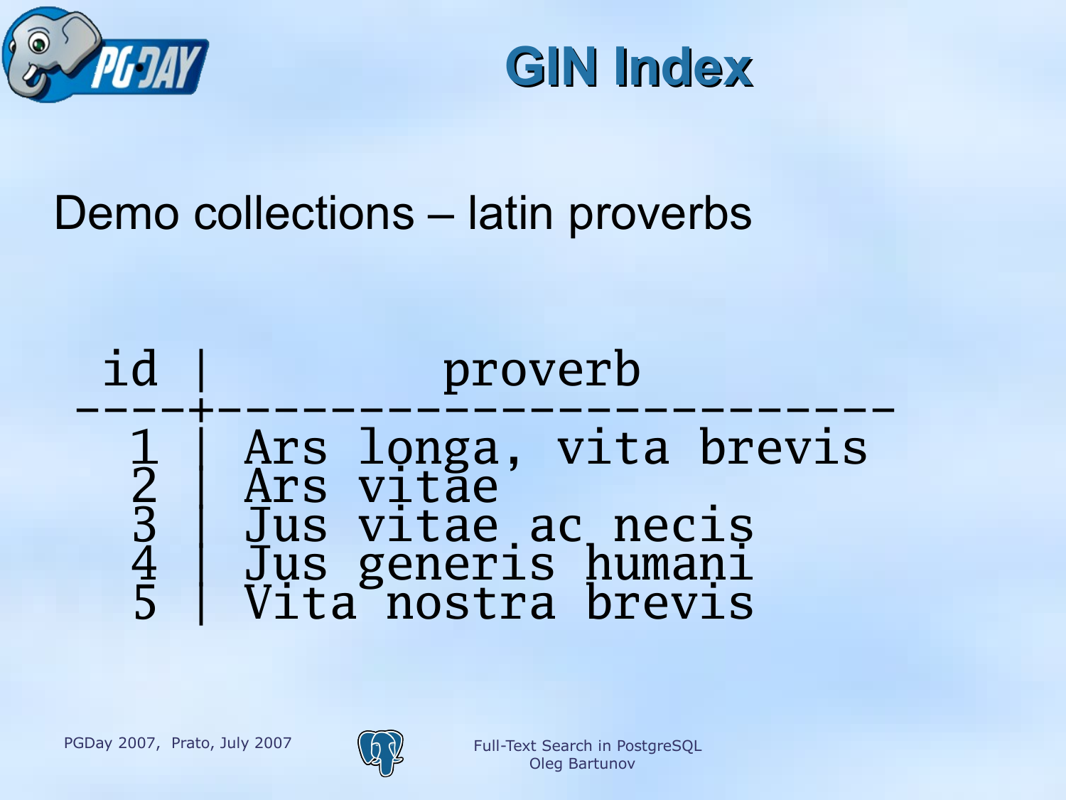# GIN Index

Demo collections – latin proverbs

```
 id |         proverb
----+-----------------------------
  1 | Ars longa, vita brevis
  2 | Ars vitae
  3 | Jus vitae ac necis
  4 | Jus generis humani
  5 | Vita nostra brevis
```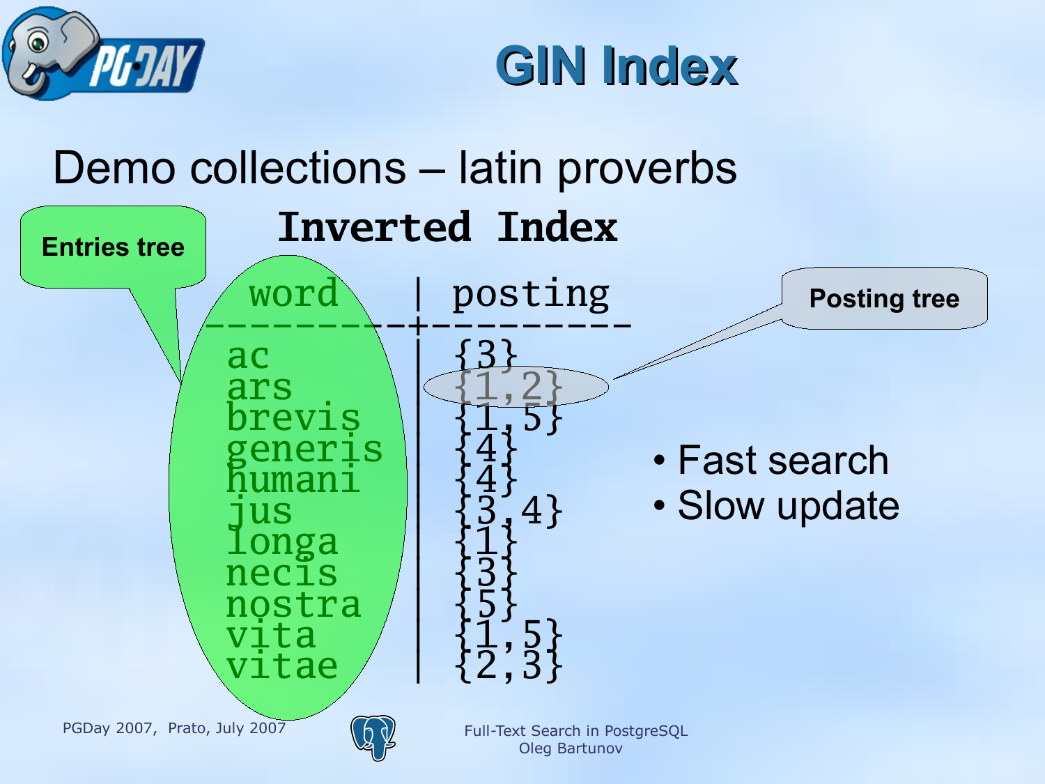# GIN Index

Demo collections – latin proverbs

**Inverted Index**

Entries tree

Posting tree

| word | posting |
| --- | --- |
| ac | {3} |
| ars | {1,2} |
| brevis | {1,5} |
| generis | {4} |
| humani | {4} |
| jus | {3,4} |
| longa | {1} |
| necis | {3} |
| nostra | {5} |
| vita | {1,5} |
| vitae | {2,3} |

- Fast search
- Slow update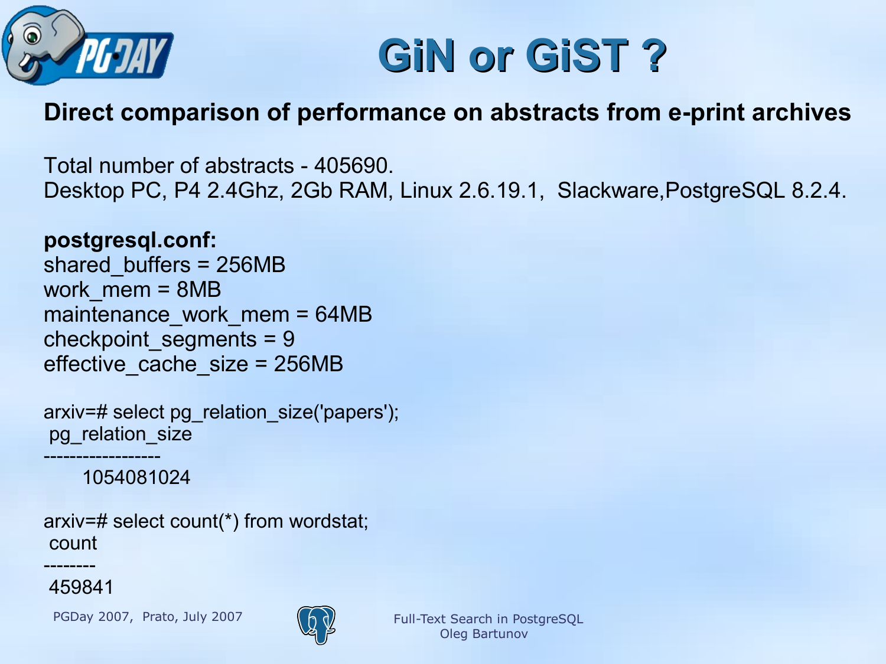# GiN or GiST ?

**Direct comparison of performance on abstracts from e-print archives**

Total number of abstracts - 405690.
Desktop PC, P4 2.4Ghz, 2Gb RAM, Linux 2.6.19.1, Slackware,PostgreSQL 8.2.4.

**postgresql.conf:**
shared_buffers = 256MB
work_mem = 8MB
maintenance_work_mem = 64MB
checkpoint_segments = 9
effective_cache_size = 256MB

```
arxiv=# select pg_relation_size('papers');
 pg_relation_size
------------------
       1054081024

arxiv=# select count(*) from wordstat;
 count
--------
 459841
```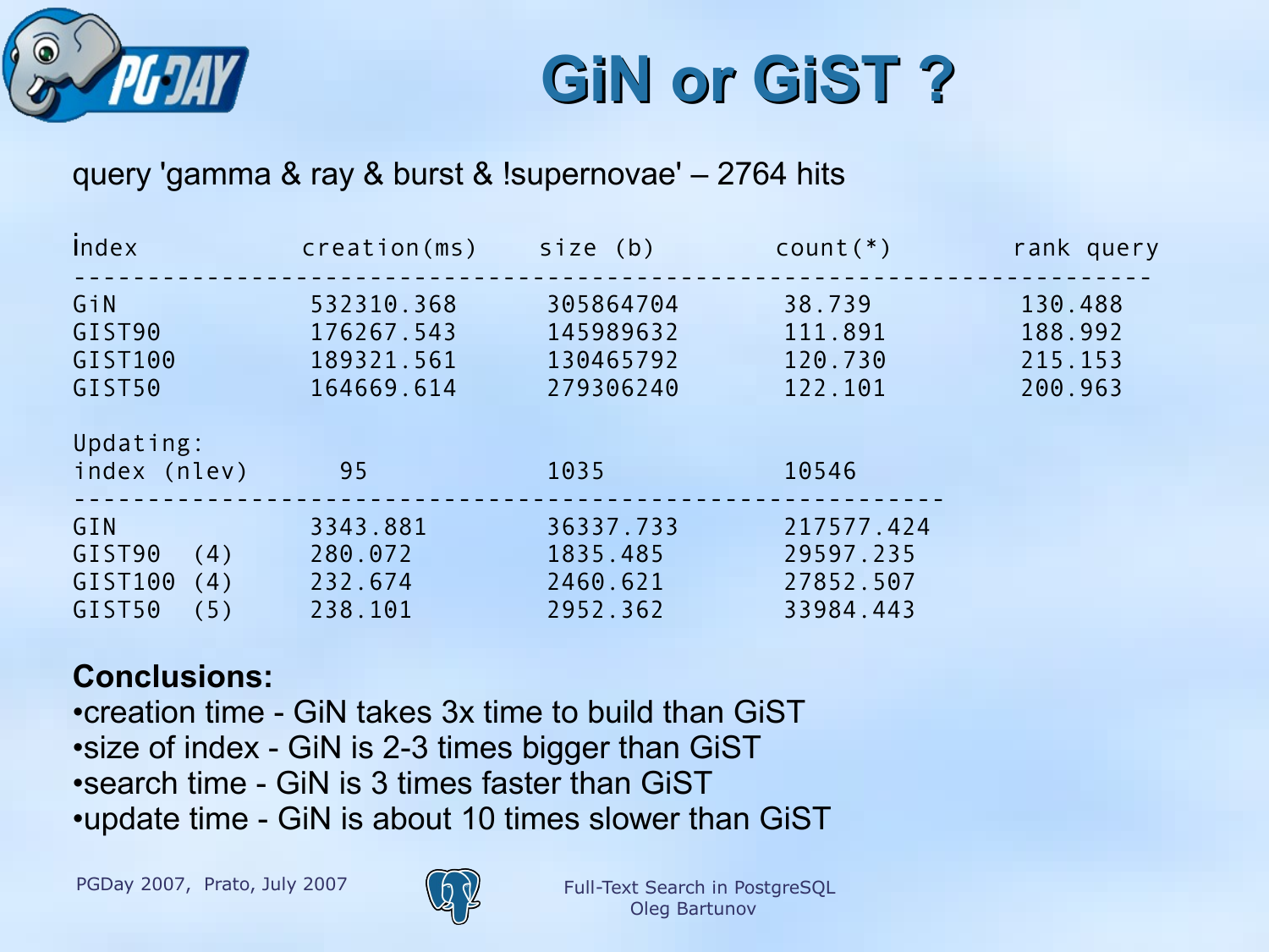# GiN or GiST ?

query 'gamma & ray & burst & !supernovae' – 2764 hits

| index | creation(ms) | size (b) | count(*) | rank query |
|---|---|---|---|---|
| GiN | 532310.368 | 305864704 | 38.739 | 130.488 |
| GIST90 | 176267.543 | 145989632 | 111.891 | 188.992 |
| GIST100 | 189321.561 | 130465792 | 120.730 | 215.153 |
| GIST50 | 164669.614 | 279306240 | 122.101 | 200.963 |

Updating:

| index (nlev) | 95 | 1035 | 10546 |
|---|---|---|---|
| GIN | 3343.881 | 36337.733 | 217577.424 |
| GIST90 (4) | 280.072 | 1835.485 | 29597.235 |
| GIST100 (4) | 232.674 | 2460.621 | 27852.507 |
| GIST50 (5) | 238.101 | 2952.362 | 33984.443 |

**Conclusions:**

- creation time - GiN takes 3x time to build than GiST
- size of index - GiN is 2-3 times bigger than GiST
- search time - GiN is 3 times faster than GiST
- update time - GiN is about 10 times slower than GiST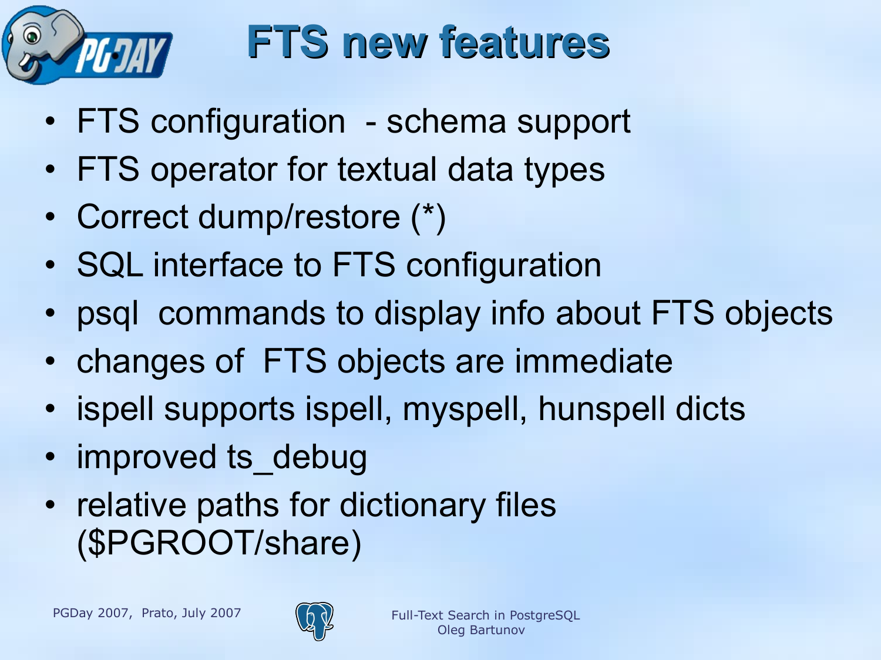# FTS new features

- FTS configuration - schema support
- FTS operator for textual data types
- Correct dump/restore (*)
- SQL interface to FTS configuration
- psql commands to display info about FTS objects
- changes of FTS objects are immediate
- ispell supports ispell, myspell, hunspell dicts
- improved ts_debug
- relative paths for dictionary files ($PGROOT/share)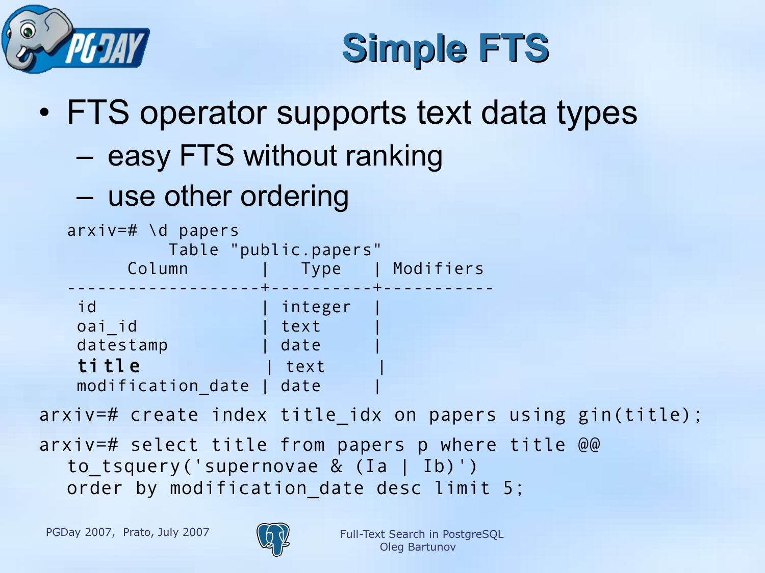# Simple FTS

- FTS operator supports text data types
  - easy FTS without ranking
  - use other ordering

```
arxiv=# \d papers
          Table "public.papers"
      Column       |   Type    | Modifiers
-------------------+-----------+-----------
 id                | integer   |
 oai_id            | text      |
 datestamp         | date      |
 title             | text      |
 modification_date | date      |
```

```
arxiv=# create index title_idx on papers using gin(title);
```

```
arxiv=# select title from papers p where title @@
   to_tsquery('supernovae & (Ia | Ib)')
   order by modification_date desc limit 5;
```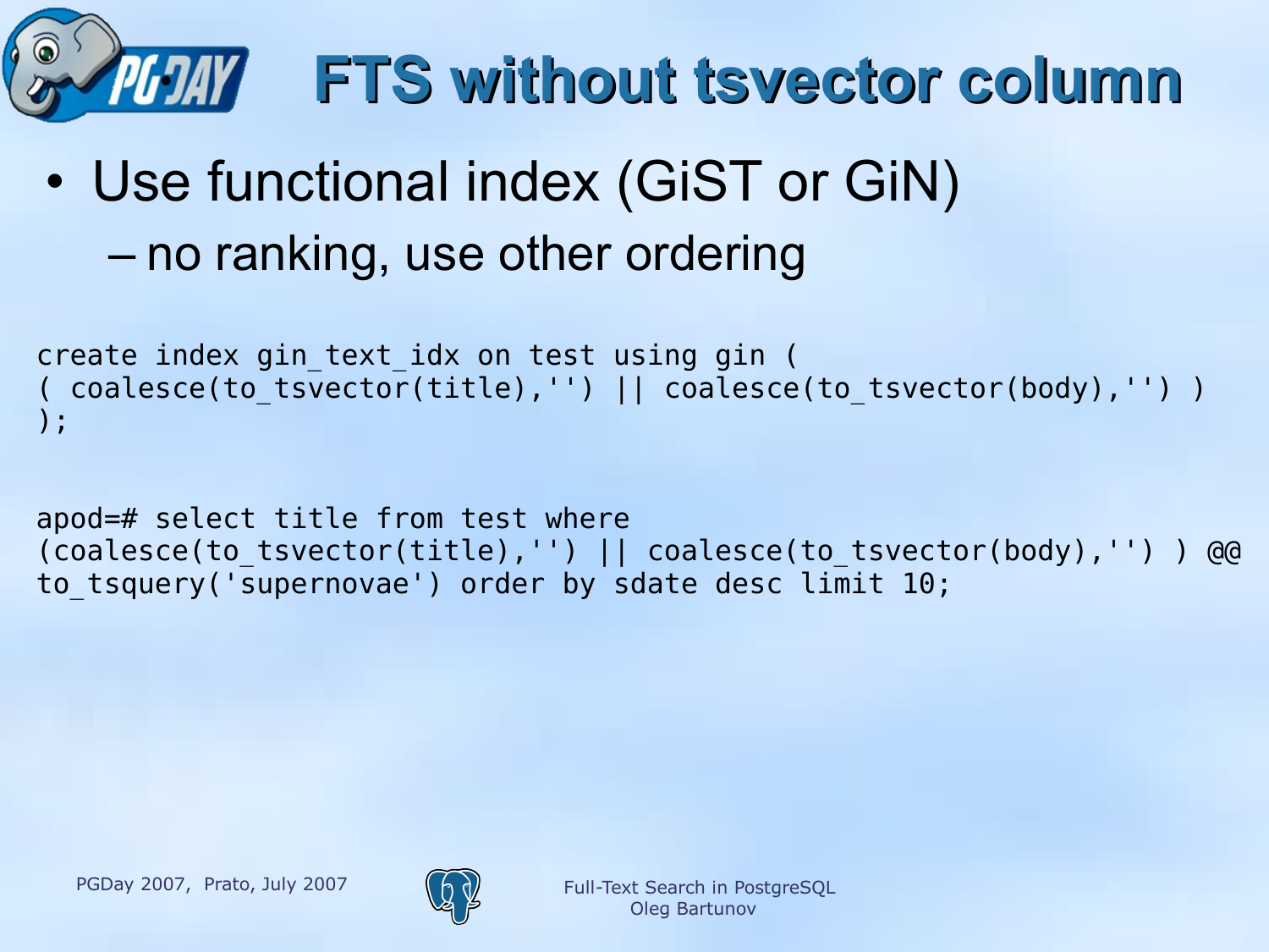# FTS without tsvector column

- Use functional index (GiST or GiN)
  - no ranking, use other ordering

```
create index gin_text_idx on test using gin (
( coalesce(to_tsvector(title),'') || coalesce(to_tsvector(body),'') )
);
```

```
apod=# select title from test where
(coalesce(to_tsvector(title),'') || coalesce(to_tsvector(body),'') ) @@
to_tsquery('supernovae') order by sdate desc limit 10;
```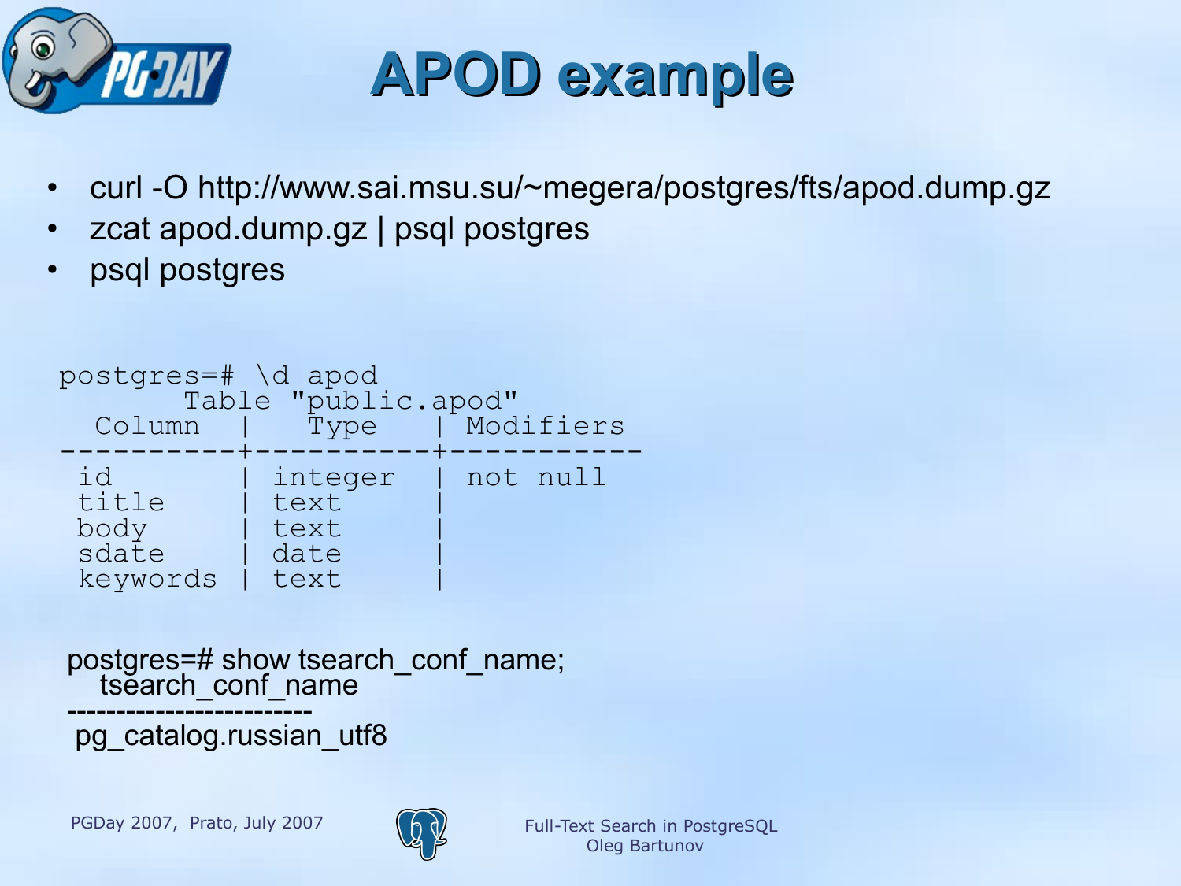# APOD example

- curl -O http://www.sai.msu.su/~megera/postgres/fts/apod.dump.gz
- zcat apod.dump.gz | psql postgres
- psql postgres

```
postgres=# \d apod
       Table "public.apod"
  Column  |   Type   | Modifiers
----------+----------+-----------
 id       | integer  | not null
 title    | text     |
 body     | text     |
 sdate    | date     |
 keywords | text     |
```

```
postgres=# show tsearch_conf_name;
   tsearch_conf_name
-------------------------
 pg_catalog.russian_utf8
```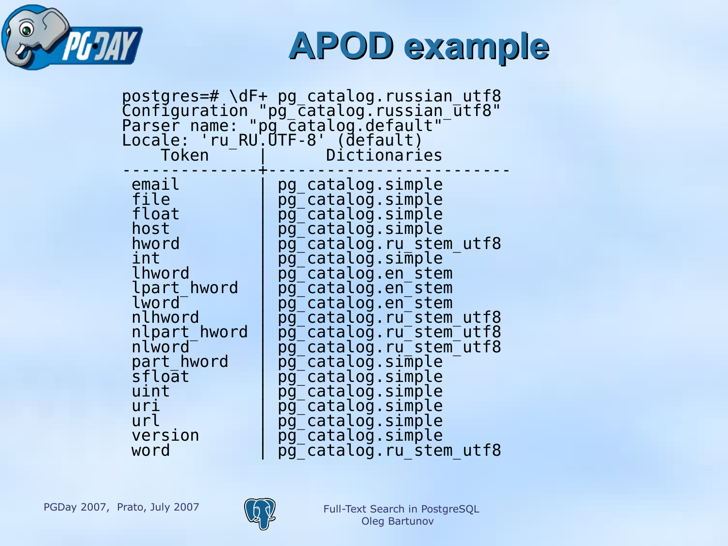# APOD example

```
postgres=# \dF+ pg_catalog.russian_utf8
Configuration "pg_catalog.russian_utf8"
Parser name: "pg_catalog.default"
Locale: 'ru_RU.UTF-8' (default)
    Token     |      Dictionaries
--------------+------------------------
 email        | pg_catalog.simple
 file         | pg_catalog.simple
 float        | pg_catalog.simple
 host         | pg_catalog.simple
 hword        | pg_catalog.ru_stem_utf8
 int          | pg_catalog.simple
 lhword       | pg_catalog.en_stem
 lpart_hword  | pg_catalog.en_stem
 lword        | pg_catalog.en_stem
 nlhword      | pg_catalog.ru_stem_utf8
 nlpart_hword | pg_catalog.ru_stem_utf8
 nlword       | pg_catalog.ru_stem_utf8
 part_hword   | pg_catalog.simple
 sfloat       | pg_catalog.simple
 uint         | pg_catalog.simple
 uri          | pg_catalog.simple
 url          | pg_catalog.simple
 version      | pg_catalog.simple
 word         | pg_catalog.ru_stem_utf8
```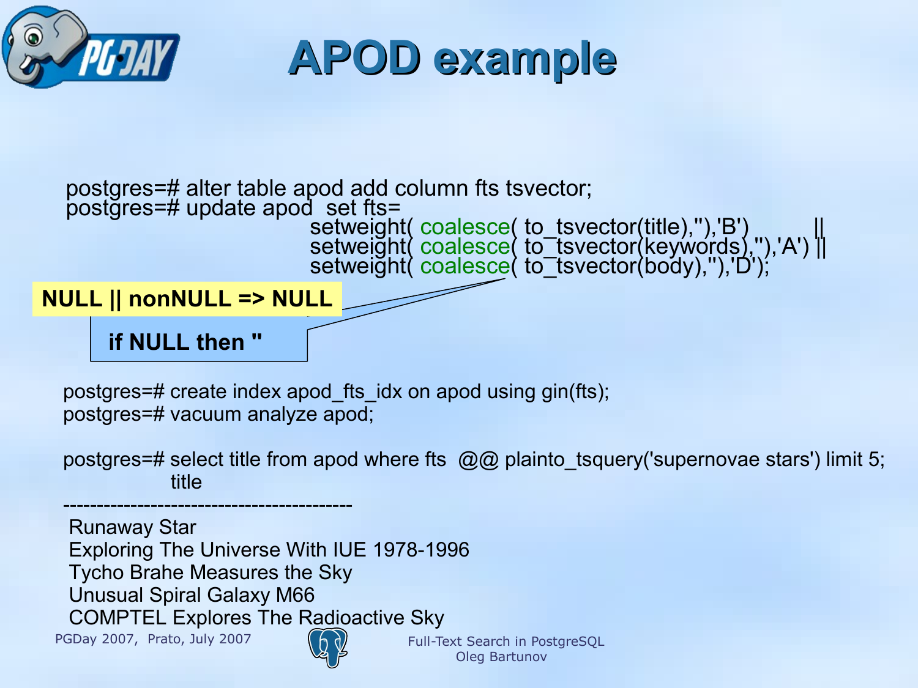# APOD example

```
postgres=# alter table apod add column fts tsvector;
postgres=# update apod  set fts=
                    setweight( coalesce( to_tsvector(title),''),'B')       ||
                    setweight( coalesce( to_tsvector(keywords),''),'A') ||
                    setweight( coalesce( to_tsvector(body),''),'D');
```

**NULL || nonNULL => NULL**

**if NULL then ''**

```
postgres=# create index apod_fts_idx on apod using gin(fts);
postgres=# vacuum analyze apod;

postgres=# select title from apod where fts  @@ plainto_tsquery('supernovae stars') limit 5;
               title
------------------------------------------
 Runaway Star
 Exploring The Universe With IUE 1978-1996
 Tycho Brahe Measures the Sky
 Unusual Spiral Galaxy M66
 COMPTEL Explores The Radioactive Sky
```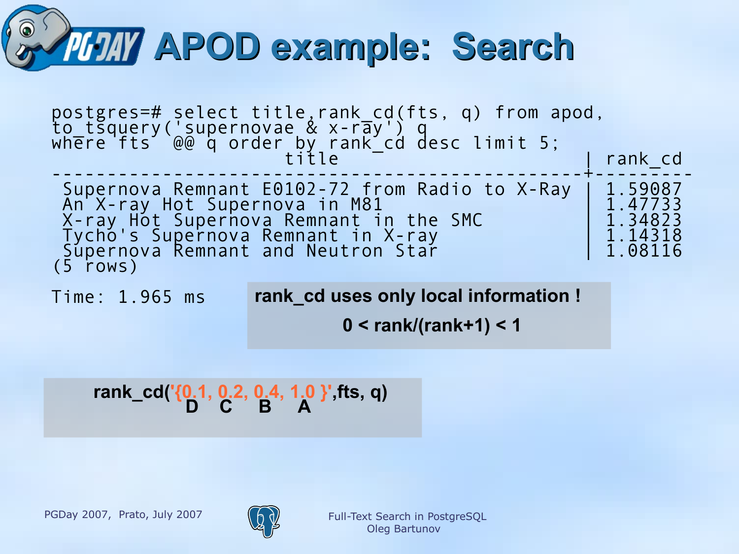# APOD example: Search

```
postgres=# select title,rank_cd(fts, q) from apod,
to_tsquery('supernovae & x-ray') q
where fts  @@ q order by rank_cd desc limit 5;
                     title                      | rank_cd
------------------------------------------------+---------
 Supernova Remnant E0102-72 from Radio to X-Ray | 1.59087
 An X-ray Hot Supernova in M81                  | 1.47733
 X-ray Hot Supernova Remnant in the SMC         | 1.34823
 Tycho's Supernova Remnant in X-ray             | 1.14318
 Supernova Remnant and Neutron Star             | 1.08116
(5 rows)

Time: 1.965 ms
```

**rank_cd uses only local information !**

**0 < rank/(rank+1) < 1**

**rank_cd('{0.1, 0.2, 0.4, 1.0 }',fts, q)**

**D C B A**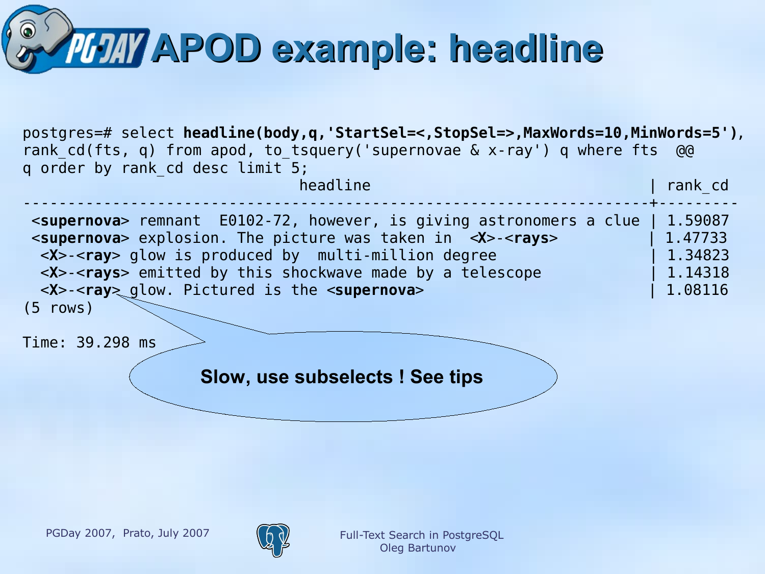# APOD example: headline

```
postgres=# select headline(body,q,'StartSel=<,StopSel=>,MaxWords=10,MinWords=5'),
rank_cd(fts, q) from apod, to_tsquery('supernovae & x-ray') q where fts  @@
q order by rank_cd desc limit 5;
                              headline                                 | rank_cd
-----------------------------------------------------------------------+---------
 <supernova> remnant  E0102-72, however, is giving astronomers a clue | 1.59087
 <supernova> explosion. The picture was taken in  <X>-<rays>          | 1.47733
  <X>-<ray> glow is produced by  multi-million degree                 | 1.34823
  <X>-<rays> emitted by this shockwave made by a telescope            | 1.14318
  <X>-<ray> glow. Pictured is the <supernova>                         | 1.08116
(5 rows)

Time: 39.298 ms
```

**Slow, use subselects ! See tips**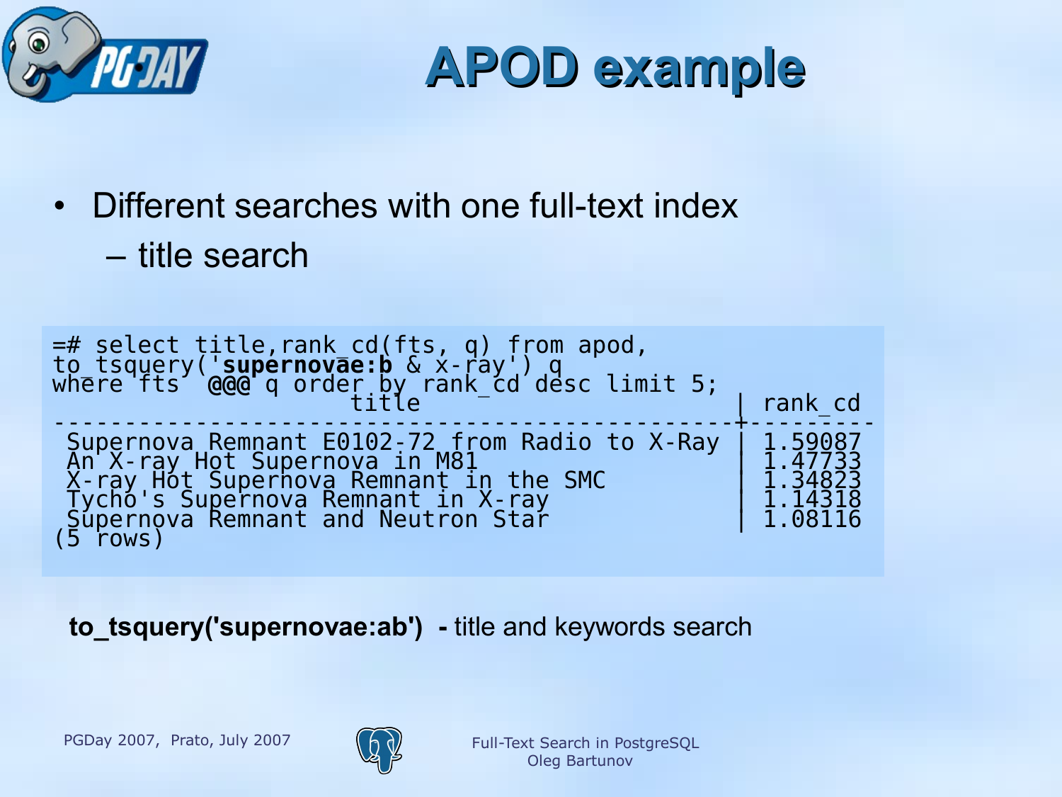# APOD example

- Different searches with one full-text index
  - title search

```
=# select title,rank_cd(fts, q) from apod,
to_tsquery('supernovae:b & x-ray') q
where fts  @@@ q order by rank_cd desc limit 5;
                     title                       | rank_cd
-------------------------------------------------+---------
 Supernova Remnant E0102-72 from Radio to X-Ray  | 1.59087
 An X-ray Hot Supernova in M81                   | 1.47733
 X-ray Hot Supernova Remnant in the SMC          | 1.34823
 Tycho's Supernova Remnant in X-ray              | 1.14318
 Supernova Remnant and Neutron Star              | 1.08116
(5 rows)
```

**to_tsquery('supernovae:ab') -** title and keywords search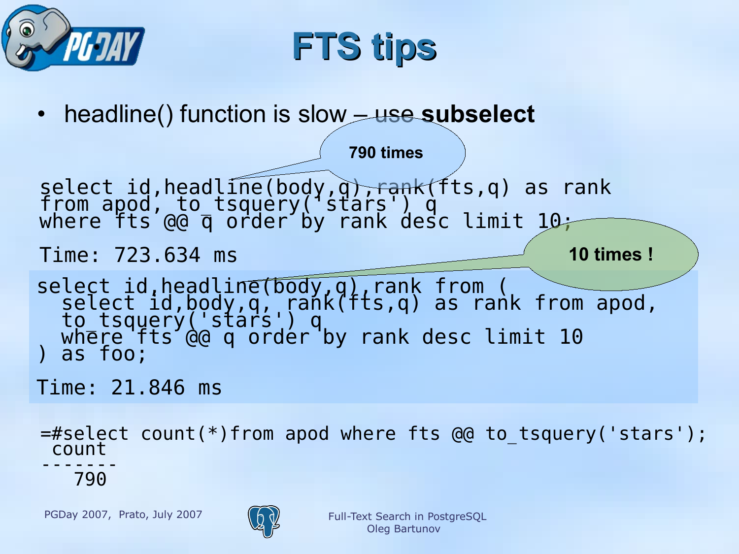# FTS tips

- headline() function is slow – use **subselect**

790 times

```
select id,headline(body,q),rank(fts,q) as rank
from apod, to_tsquery('stars') q
where fts @@ q order by rank desc limit 10;

Time: 723.634 ms
```

10 times !

```
select id,headline(body,q),rank from (
  select id,body,q, rank(fts,q) as rank from apod,
  to_tsquery('stars') q
  where fts @@ q order by rank desc limit 10
) as foo;

Time: 21.846 ms
```

```
=#select count(*)from apod where fts @@ to_tsquery('stars');
 count
-------
   790
```

PGDay 2007, Prato, July 2007

Full-Text Search in PostgreSQL
Oleg Bartunov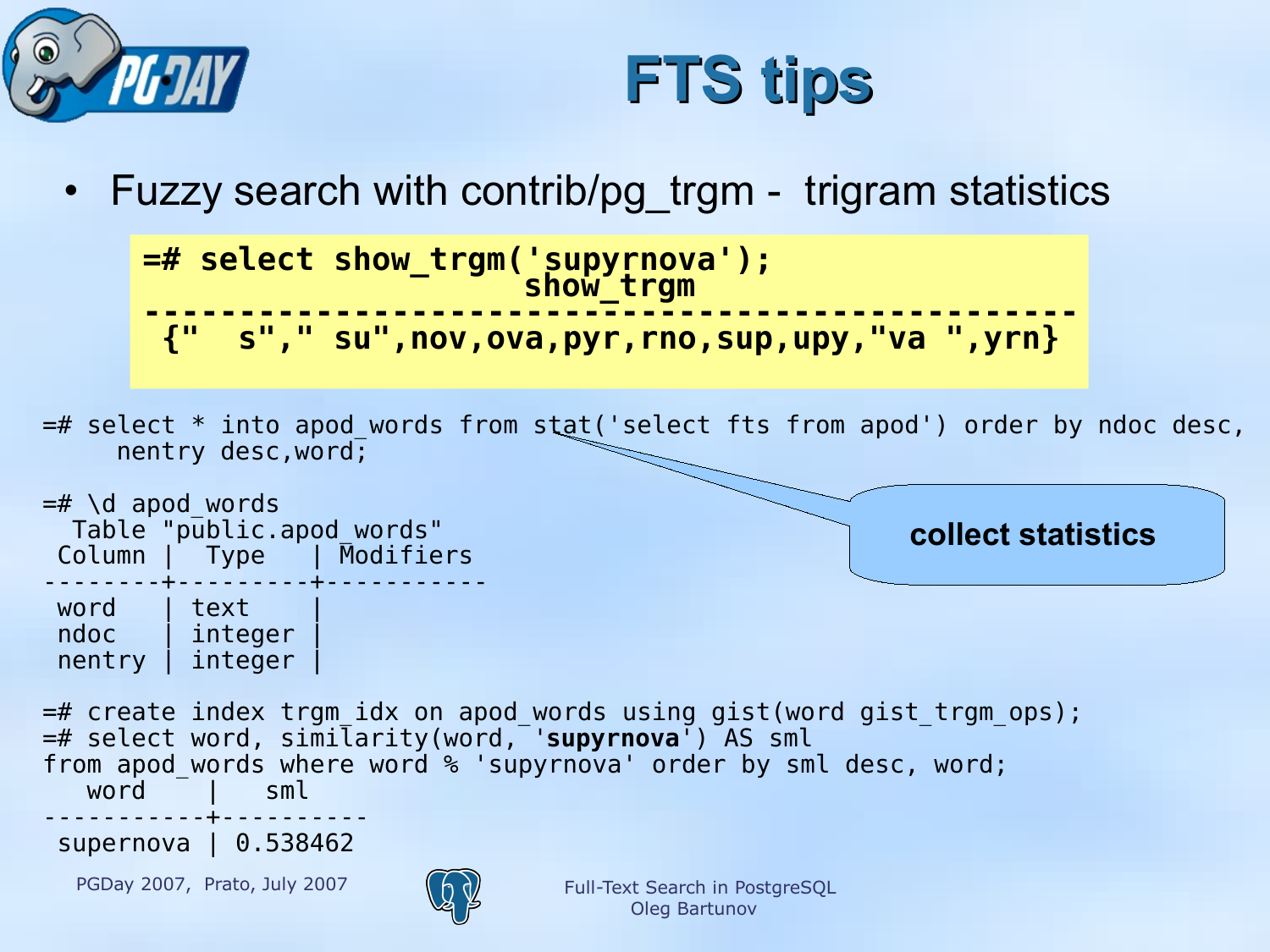# FTS tips

- Fuzzy search with contrib/pg_trgm - trigram statistics

```
=# select show_trgm('supyrnova');
                    show_trgm
-------------------------------------------------
 {"  s"," su",nov,ova,pyr,rno,sup,upy,"va ",yrn}
```

```
=# select * into apod_words from stat('select fts from apod') order by ndoc desc,
     nentry desc,word;
```

collect statistics

```
=# \d apod_words
  Table "public.apod_words"
 Column |  Type   | Modifiers
--------+---------+-----------
 word   | text    |
 ndoc   | integer |
 nentry | integer |

=# create index trgm_idx on apod_words using gist(word gist_trgm_ops);
=# select word, similarity(word, 'supyrnova') AS sml
from apod_words where word % 'supyrnova' order by sml desc, word;
   word    |   sml
-----------+----------
 supernova | 0.538462
```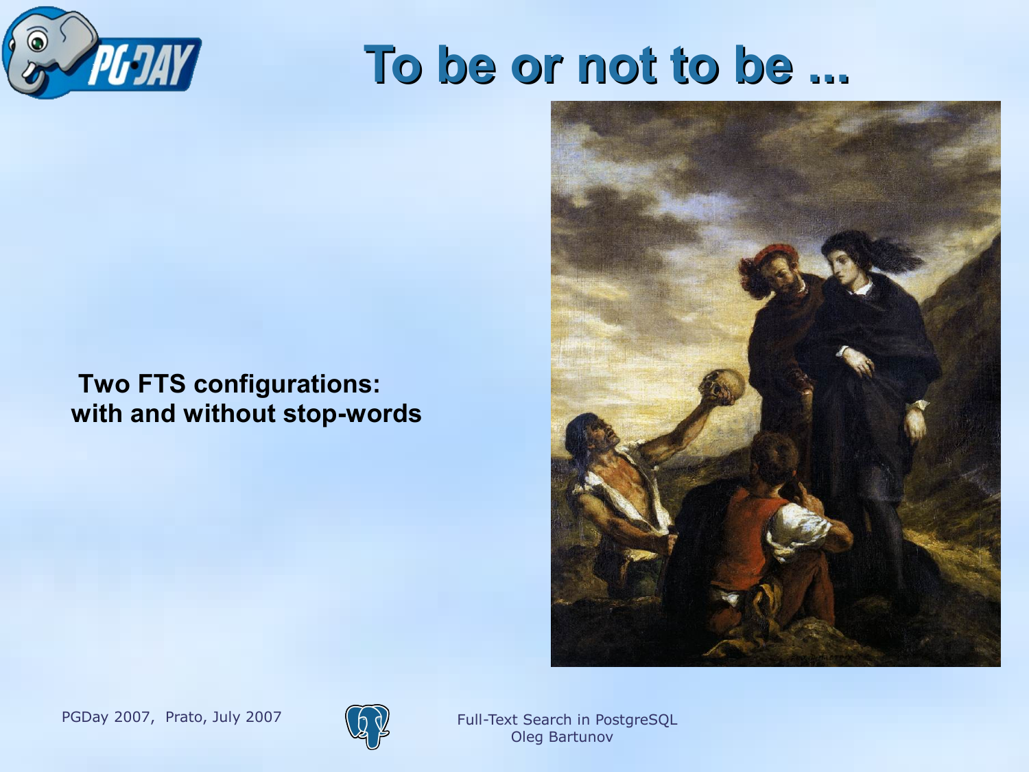# To be or not to be ...

**Two FTS configurations: with and without stop-words**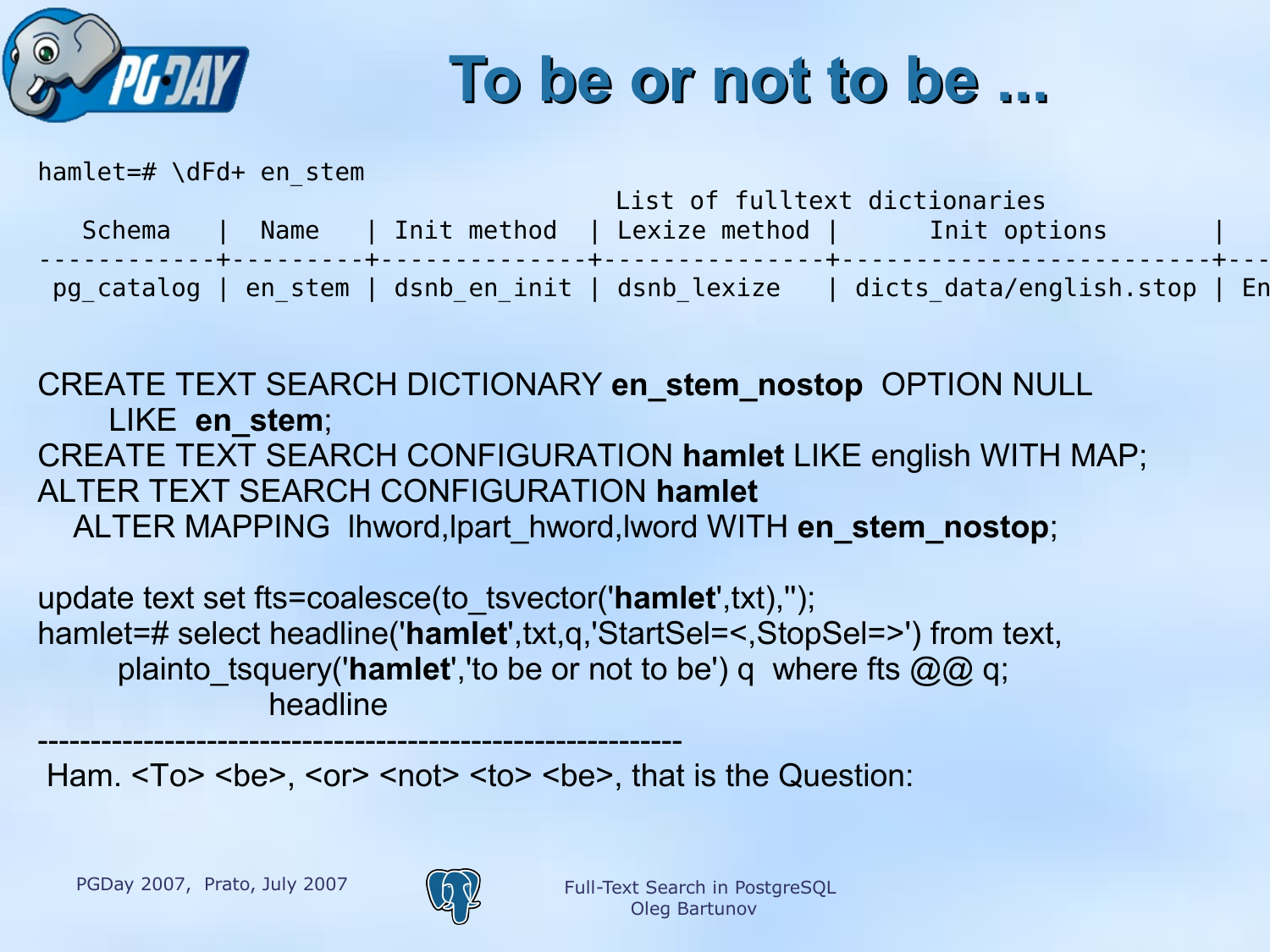# To be or not to be ...

```
hamlet=# \dFd+ en_stem
                                        List of fulltext dictionaries
   Schema    |  Name    | Init method  | Lexize method |      Init options          |
------------+---------+--------------+---------------+---------------------------+---
 pg_catalog | en_stem | dsnb_en_init | dsnb_lexize   | dicts_data/english.stop | En
```

CREATE TEXT SEARCH DICTIONARY **en_stem_nostop** OPTION NULL
    LIKE **en_stem**;
CREATE TEXT SEARCH CONFIGURATION **hamlet** LIKE english WITH MAP;
ALTER TEXT SEARCH CONFIGURATION **hamlet**
  ALTER MAPPING lhword,lpart_hword,lword WITH **en_stem_nostop**;

update text set fts=coalesce(to_tsvector('**hamlet**',txt),'');
hamlet=# select headline('**hamlet**',txt,q,'StartSel=<,StopSel=>') from text,
    plainto_tsquery('**hamlet**','to be or not to be') q  where fts @@ q;
                headline
-----------------------------------------------------------
 Ham. <To> <be>, <or> <not> <to> <be>, that is the Question: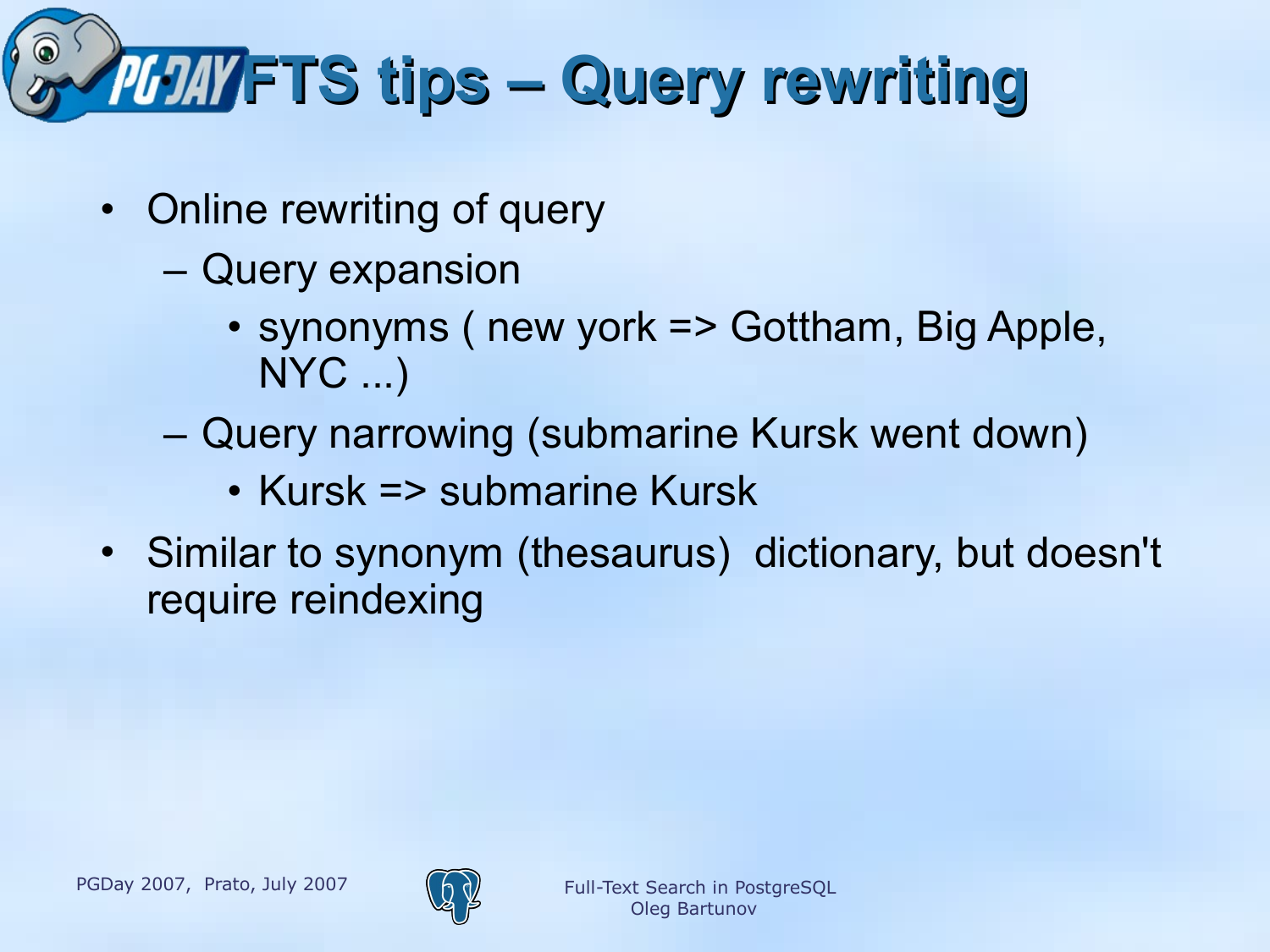# FTS tips – Query rewriting

- Online rewriting of query
  - Query expansion
    - synonyms ( new york => Gottham, Big Apple, NYC ...)
  - Query narrowing (submarine Kursk went down)
    - Kursk => submarine Kursk
- Similar to synonym (thesaurus) dictionary, but doesn't require reindexing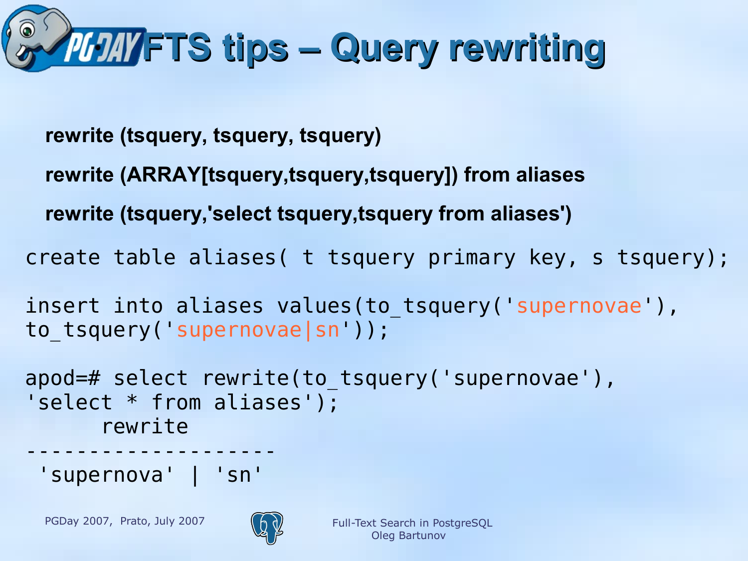# FTS tips – Query rewriting

**rewrite (tsquery, tsquery, tsquery)**

**rewrite (ARRAY[tsquery,tsquery,tsquery]) from aliases**

**rewrite (tsquery,'select tsquery,tsquery from aliases')**

```
create table aliases( t tsquery primary key, s tsquery);

insert into aliases values(to_tsquery('supernovae'),
to_tsquery('supernovae|sn'));

apod=# select rewrite(to_tsquery('supernovae'),
'select * from aliases');
      rewrite
---------------------
 'supernova' | 'sn'
```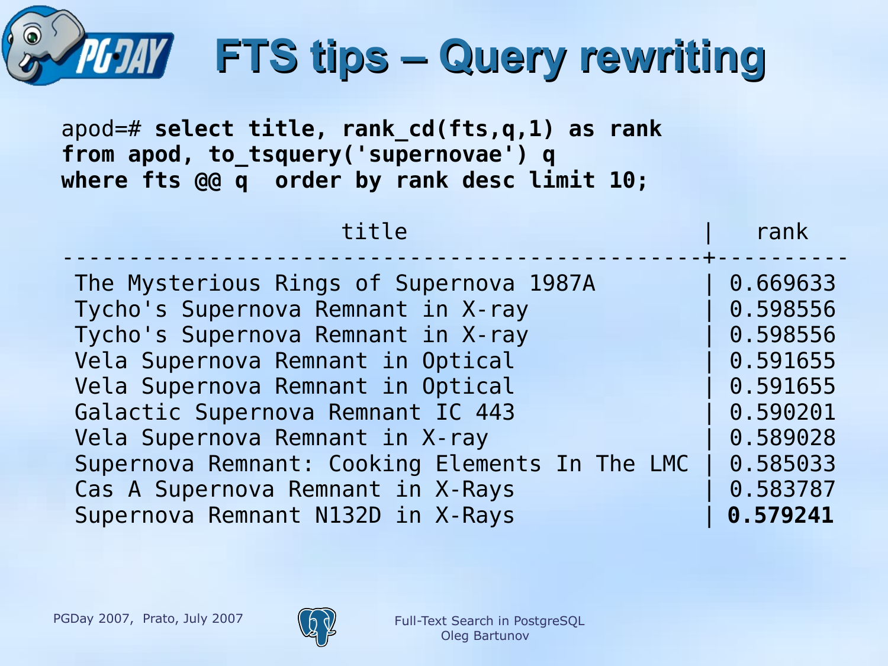# FTS tips – Query rewriting

```
apod=# select title, rank_cd(fts,q,1) as rank
from apod, to_tsquery('supernovae') q
where fts @@ q  order by rank desc limit 10;
```

```
                   title                    |   rank
--------------------------------------------+----------
 The Mysterious Rings of Supernova 1987A    | 0.669633
 Tycho's Supernova Remnant in X-ray         | 0.598556
 Tycho's Supernova Remnant in X-ray         | 0.598556
 Vela Supernova Remnant in Optical          | 0.591655
 Vela Supernova Remnant in Optical          | 0.591655
 Galactic Supernova Remnant IC 443          | 0.590201
 Vela Supernova Remnant in X-ray            | 0.589028
 Supernova Remnant: Cooking Elements In The LMC | 0.585033
 Cas A Supernova Remnant in X-Rays          | 0.583787
 Supernova Remnant N132D in X-Rays          | 0.579241
```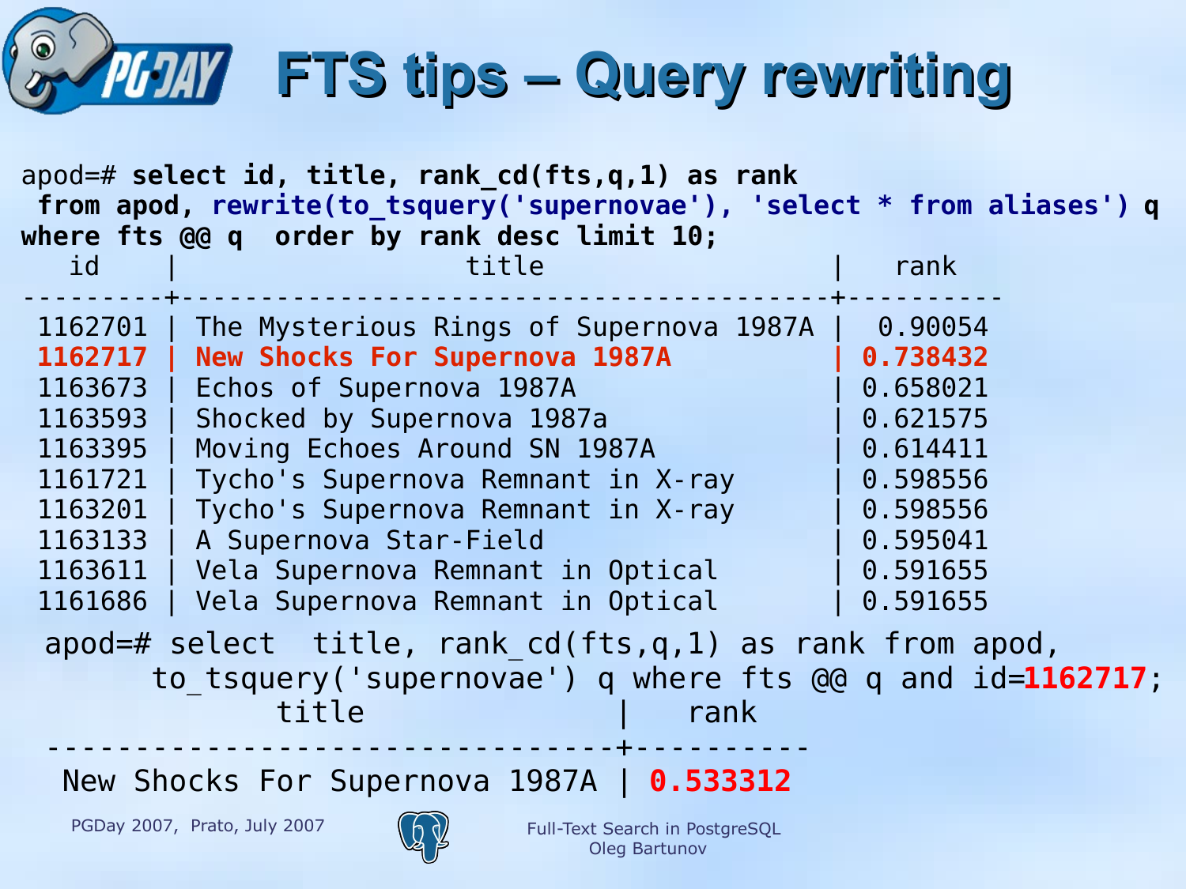# FTS tips – Query rewriting

```
apod=# select id, title, rank_cd(fts,q,1) as rank
 from apod, rewrite(to_tsquery('supernovae'), 'select * from aliases') q
where fts @@ q  order by rank desc limit 10;
   id    |                  title                  |   rank
---------+-----------------------------------------+----------
 1162701 | The Mysterious Rings of Supernova 1987A |  0.90054
 1162717 | New Shocks For Supernova 1987A          | 0.738432
 1163673 | Echos of Supernova 1987A                | 0.658021
 1163593 | Shocked by Supernova 1987a              | 0.621575
 1163395 | Moving Echoes Around SN 1987A           | 0.614411
 1161721 | Tycho's Supernova Remnant in X-ray      | 0.598556
 1163201 | Tycho's Supernova Remnant in X-ray      | 0.598556
 1163133 | A Supernova Star-Field                  | 0.595041
 1163611 | Vela Supernova Remnant in Optical       | 0.591655
 1161686 | Vela Supernova Remnant in Optical       | 0.591655
```

```
apod=# select  title, rank_cd(fts,q,1) as rank from apod,
       to_tsquery('supernovae') q where fts @@ q and id=1162717;
             title              |   rank
--------------------------------+----------
 New Shocks For Supernova 1987A | 0.533312
```

PGDay 2007, Prato, July 2007

Full-Text Search in PostgreSQL
Oleg Bartunov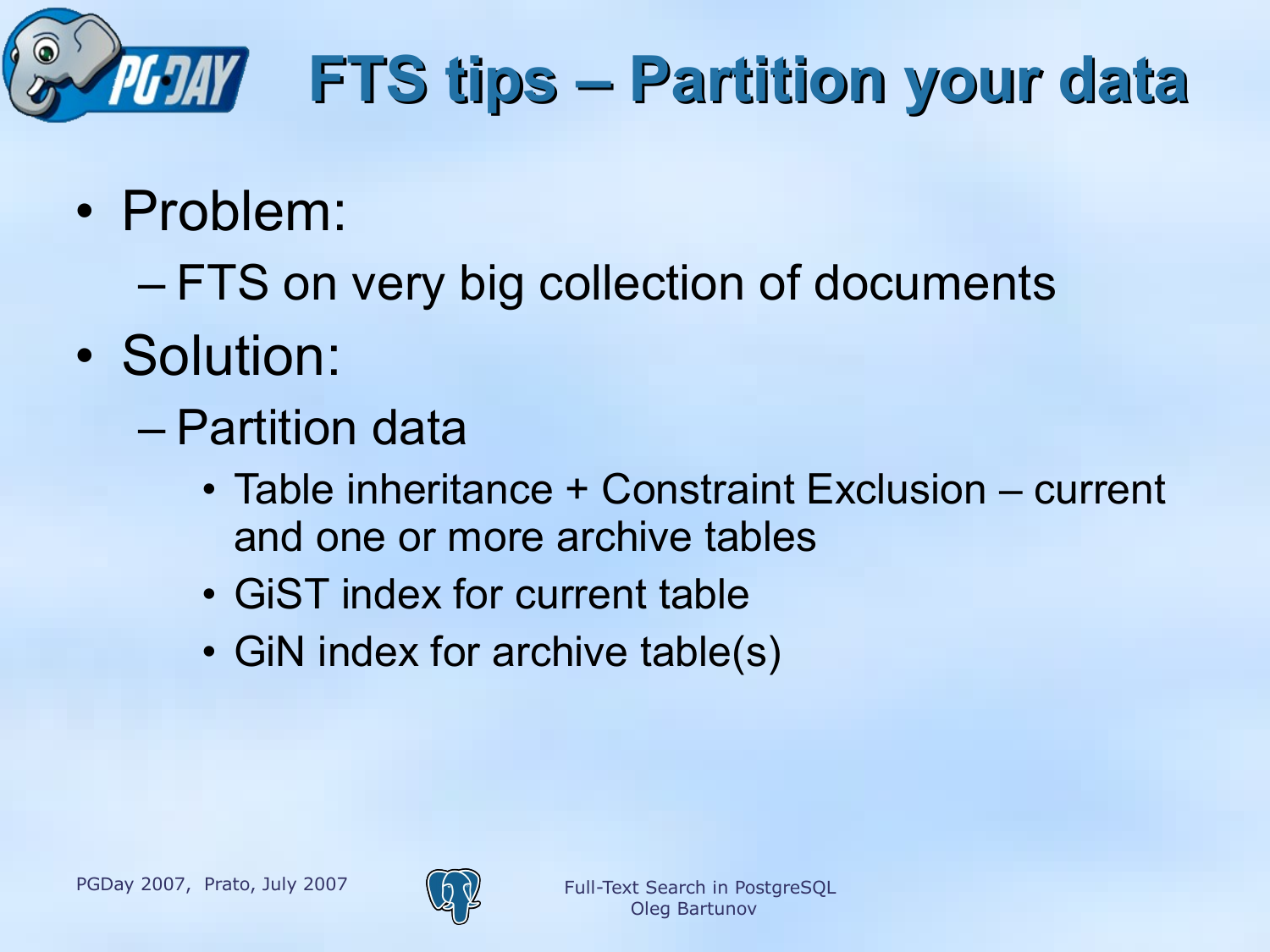# FTS tips – Partition your data

- Problem:
  - FTS on very big collection of documents
- Solution:
  - Partition data
    - Table inheritance + Constraint Exclusion – current and one or more archive tables
    - GiST index for current table
    - GiN index for archive table(s)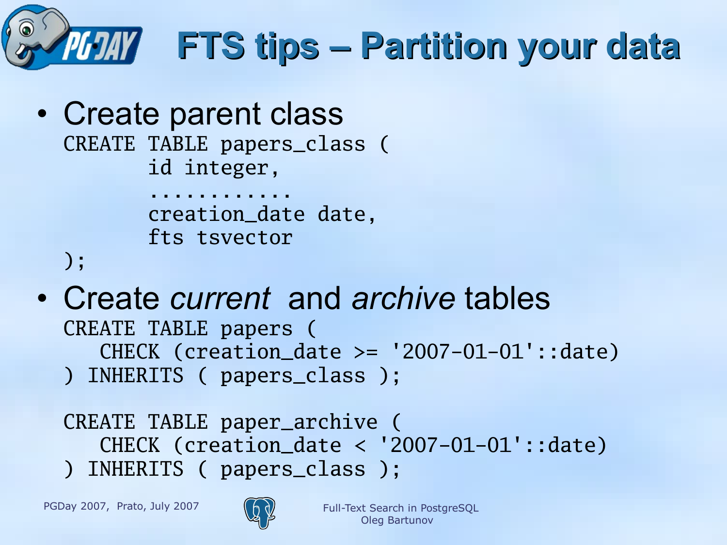# FTS tips – Partition your data

- Create parent class

```
CREATE TABLE papers_class (
       id integer,
       ............
       creation_date date,
       fts tsvector
);
```

- Create *current* and *archive* tables

```
CREATE TABLE papers (
   CHECK (creation_date >= '2007-01-01'::date)
) INHERITS ( papers_class );

CREATE TABLE paper_archive (
   CHECK (creation_date < '2007-01-01'::date)
) INHERITS ( papers_class );
```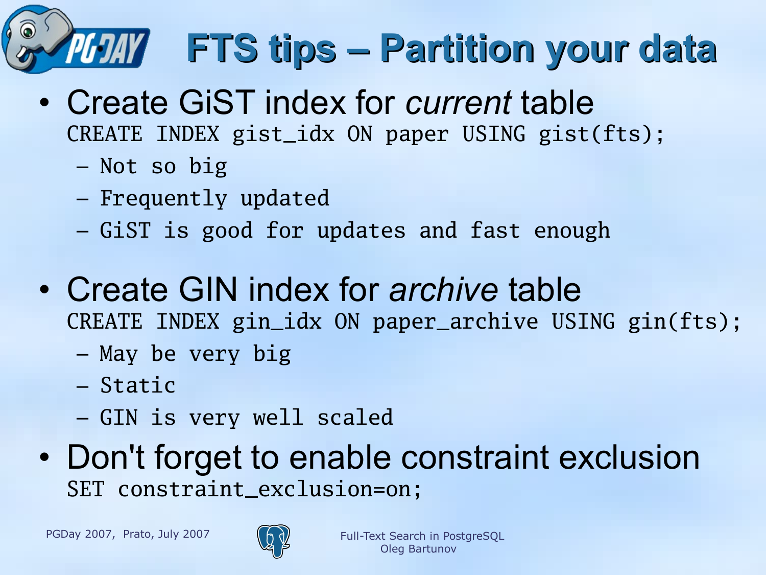# FTS tips – Partition your data

- Create GiST index for *current* table

```
CREATE INDEX gist_idx ON paper USING gist(fts);
```

  - Not so big
  - Frequently updated
  - GiST is good for updates and fast enough

- Create GIN index for *archive* table

```
CREATE INDEX gin_idx ON paper_archive USING gin(fts);
```

  - May be very big
  - Static
  - GIN is very well scaled

- Don't forget to enable constraint exclusion

```
SET constraint_exclusion=on;
```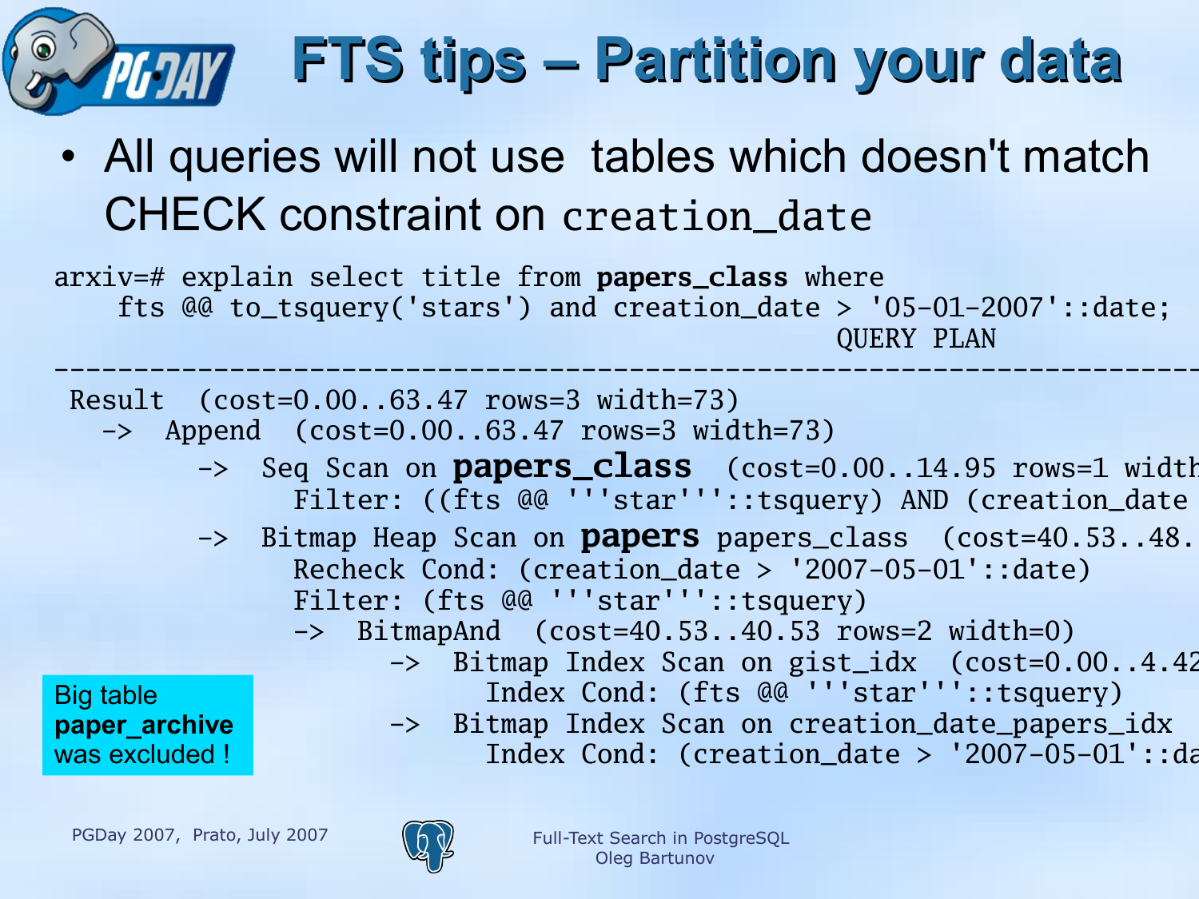# FTS tips – Partition your data

- All queries will not use tables which doesn't match CHECK constraint on `creation_date`

```
arxiv=# explain select title from papers_class where
    fts @@ to_tsquery('stars') and creation_date > '05-01-2007'::date;
                                                    QUERY PLAN
---------------------------------------------------------------------------
 Result  (cost=0.00..63.47 rows=3 width=73)
   ->  Append  (cost=0.00..63.47 rows=3 width=73)
         ->  Seq Scan on papers_class  (cost=0.00..14.95 rows=1 width
               Filter: ((fts @@ '''star'''::tsquery) AND (creation_date
         ->  Bitmap Heap Scan on papers papers_class  (cost=40.53..48.
               Recheck Cond: (creation_date > '2007-05-01'::date)
               Filter: (fts @@ '''star'''::tsquery)
               ->  BitmapAnd  (cost=40.53..40.53 rows=2 width=0)
                     ->  Bitmap Index Scan on gist_idx  (cost=0.00..4.42
                           Index Cond: (fts @@ '''star'''::tsquery)
                     ->  Bitmap Index Scan on creation_date_papers_idx
                           Index Cond: (creation_date > '2007-05-01'::da
```

Big table **paper_archive** was excluded !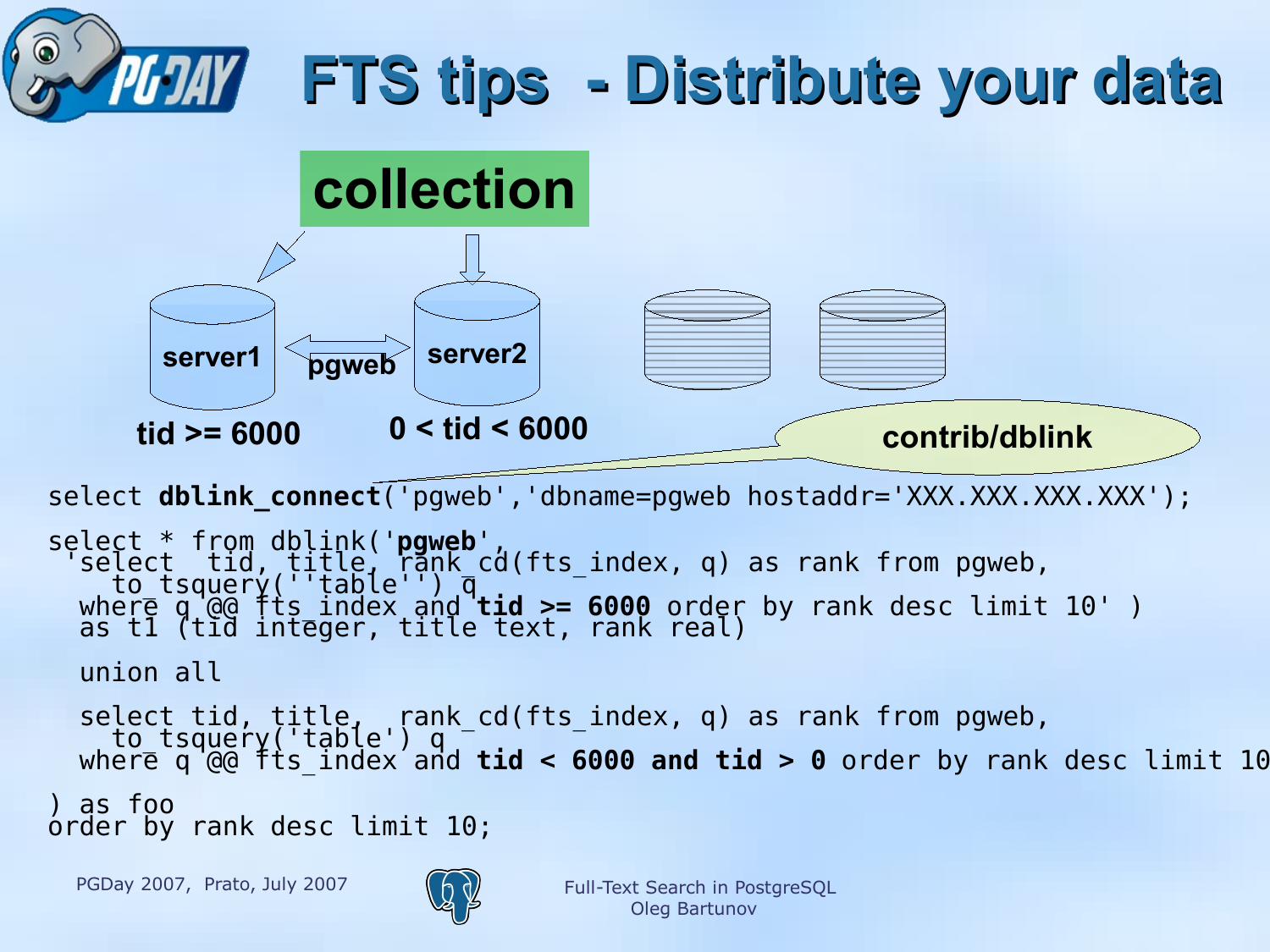# FTS tips - Distribute your data

collection

server1 — pgweb — server2

tid >= 6000 | 0 < tid < 6000

contrib/dblink

```
select dblink_connect('pgweb','dbname=pgweb hostaddr='XXX.XXX.XXX.XXX');

select * from dblink('pgweb',
 'select  tid, title, rank_cd(fts_index, q) as rank from pgweb,
    to_tsquery(''table'') q
  where q @@ fts_index and tid >= 6000 order by rank desc limit 10' )
  as t1 (tid integer, title text, rank real)

  union all

  select tid, title,  rank_cd(fts_index, q) as rank from pgweb,
    to_tsquery('table') q
  where q @@ fts_index and tid < 6000 and tid > 0 order by rank desc limit 10

) as foo
order by rank desc limit 10;
```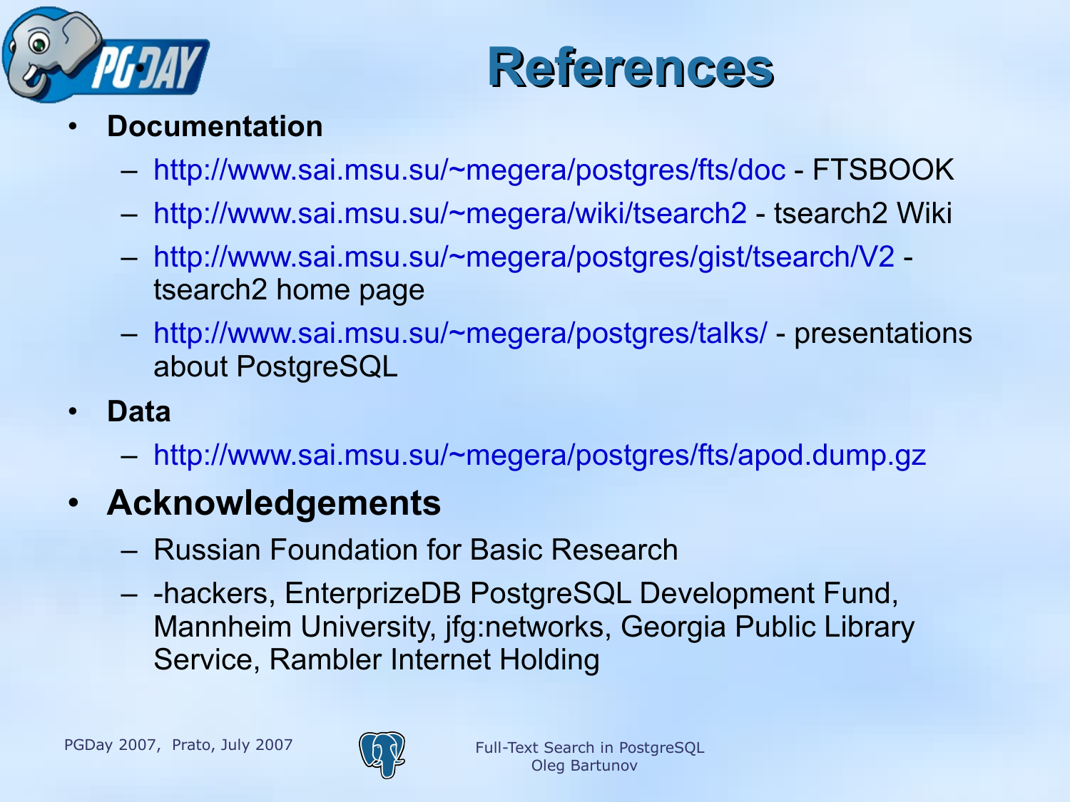# References

- **Documentation**
  - http://www.sai.msu.su/~megera/postgres/fts/doc - FTSBOOK
  - http://www.sai.msu.su/~megera/wiki/tsearch2 - tsearch2 Wiki
  - http://www.sai.msu.su/~megera/postgres/gist/tsearch/V2 - tsearch2 home page
  - http://www.sai.msu.su/~megera/postgres/talks/ - presentations about PostgreSQL
- **Data**
  - http://www.sai.msu.su/~megera/postgres/fts/apod.dump.gz
- **Acknowledgements**
  - Russian Foundation for Basic Research
  - -hackers, EnterprizeDB PostgreSQL Development Fund, Mannheim University, jfg:networks, Georgia Public Library Service, Rambler Internet Holding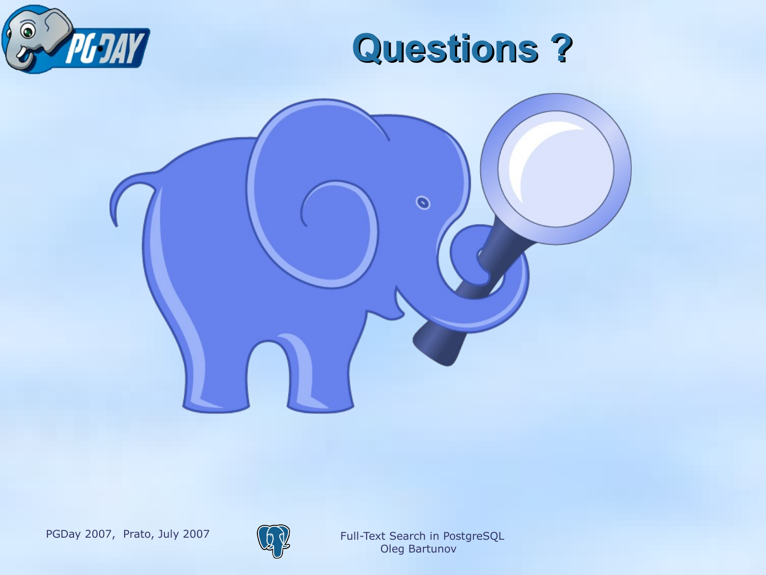# Questions ?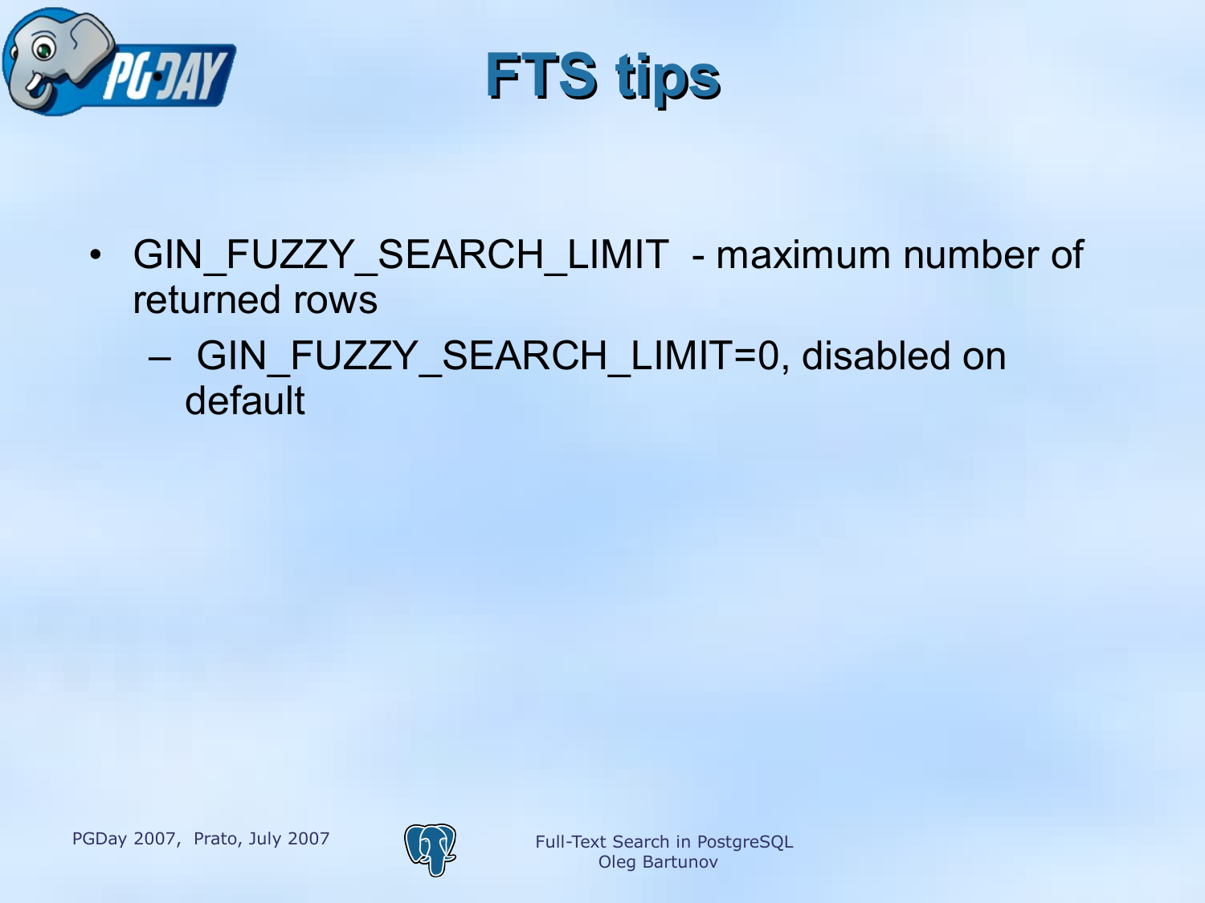# FTS tips

- GIN_FUZZY_SEARCH_LIMIT - maximum number of returned rows
  - GIN_FUZZY_SEARCH_LIMIT=0, disabled on default